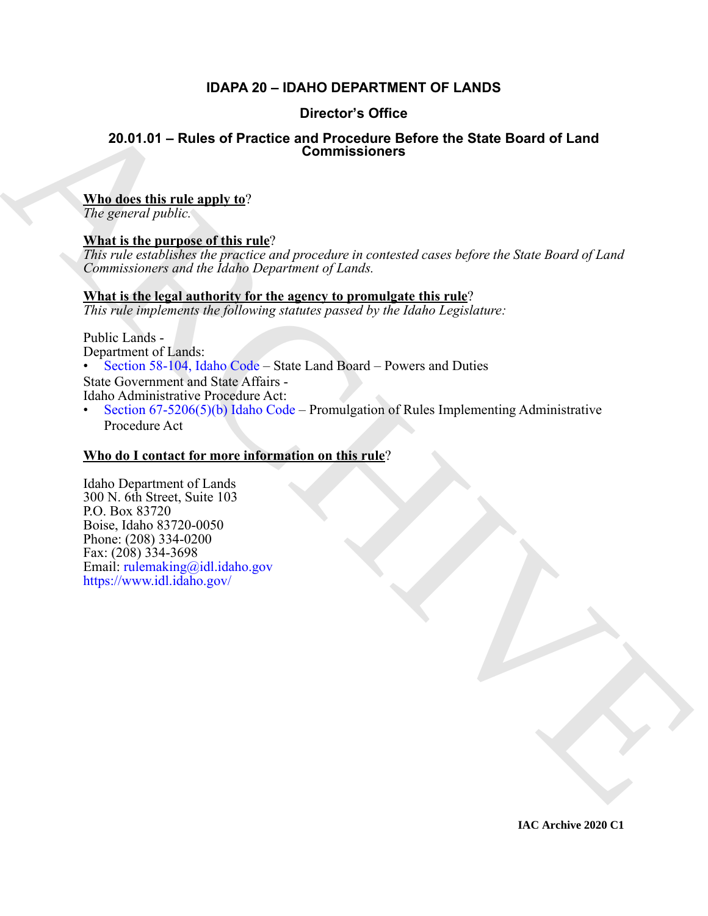# IDAPA 20 – IDAHO DEPARTMENT OF LANDS

## Director's Office

## 20.01.01 – Rules of Practice and Procedure Before the State Board of Land Commissioners

**Who does this rule apply to**?

*The general public.*

**What is the purpose of this rule**?

*This rule establishes the practice and procedure in contested cases before the State Board of Land Commissioners and the Idaho Department of Lands.*

**What is the legal authority for the agency to promulgate this rule**?

*This rule implements the following statutes passed by the Idaho Legislature:*

Public Lands -
Department of Lands:

- Section 58-104, Idaho Code – State Land Board – Powers and Duties

State Government and State Affairs -
Idaho Administrative Procedure Act:

- Section 67-5206(5)(b) Idaho Code – Promulgation of Rules Implementing Administrative Procedure Act

**Who do I contact for more information on this rule**?

Idaho Department of Lands
300 N. 6th Street, Suite 103
P.O. Box 83720
Boise, Idaho 83720-0050
Phone: (208) 334-0200
Fax: (208) 334-3698
Email: rulemaking@idl.idaho.gov
https://www.idl.idaho.gov/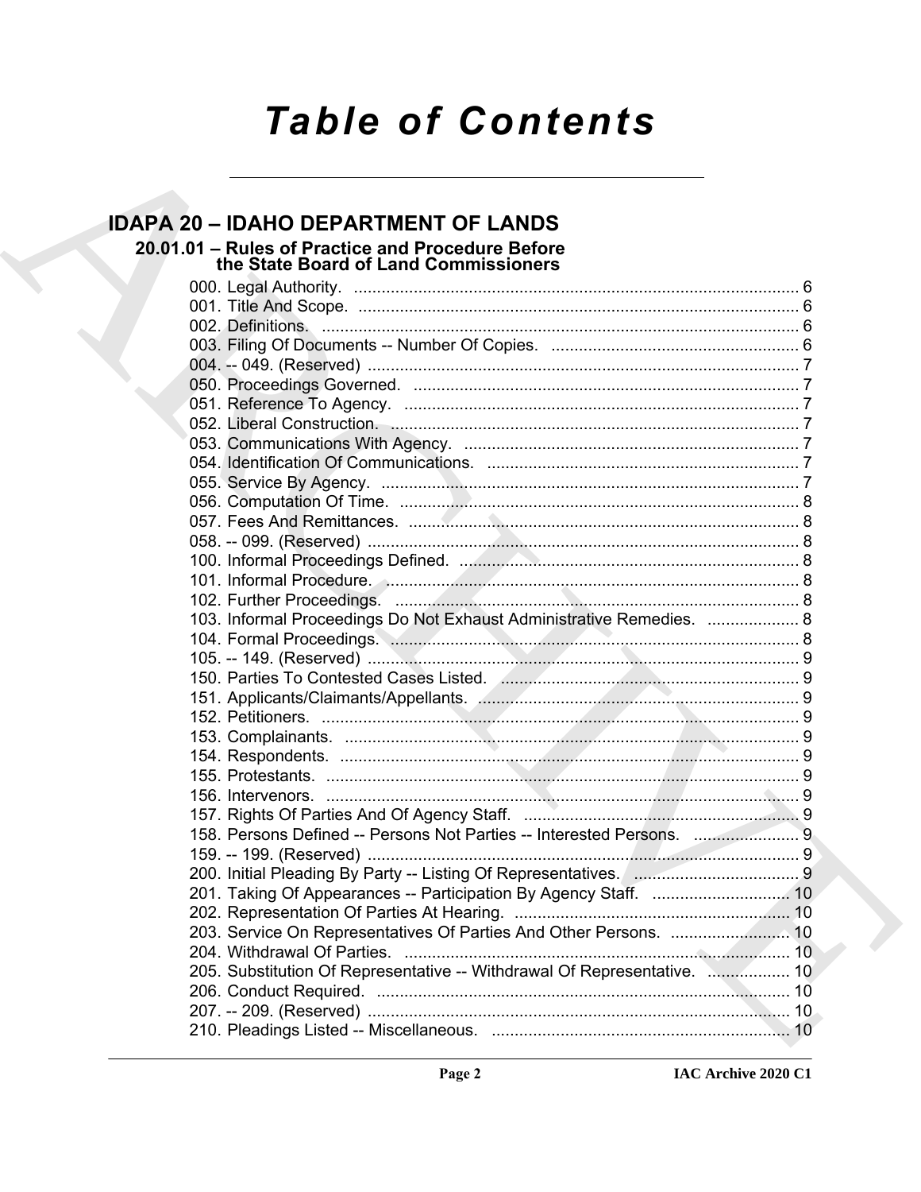# Table of Contents

## IDAPA 20 – IDAHO DEPARTMENT OF LANDS

### 20.01.01 – Rules of Practice and Procedure Before the State Board of Land Commissioners

000. Legal Authority. ... 6
001. Title And Scope. ... 6
002. Definitions. ... 6
003. Filing Of Documents -- Number Of Copies. ... 6
004. -- 049. (Reserved) ... 7
050. Proceedings Governed. ... 7
051. Reference To Agency. ... 7
052. Liberal Construction. ... 7
053. Communications With Agency. ... 7
054. Identification Of Communications. ... 7
055. Service By Agency. ... 7
056. Computation Of Time. ... 8
057. Fees And Remittances. ... 8
058. -- 099. (Reserved) ... 8
100. Informal Proceedings Defined. ... 8
101. Informal Procedure. ... 8
102. Further Proceedings. ... 8
103. Informal Proceedings Do Not Exhaust Administrative Remedies. ... 8
104. Formal Proceedings. ... 8
105. -- 149. (Reserved) ... 9
150. Parties To Contested Cases Listed. ... 9
151. Applicants/Claimants/Appellants. ... 9
152. Petitioners. ... 9
153. Complainants. ... 9
154. Respondents. ... 9
155. Protestants. ... 9
156. Intervenors. ... 9
157. Rights Of Parties And Of Agency Staff. ... 9
158. Persons Defined -- Persons Not Parties -- Interested Persons. ... 9
159. -- 199. (Reserved) ... 9
200. Initial Pleading By Party -- Listing Of Representatives. ... 9
201. Taking Of Appearances -- Participation By Agency Staff. ... 10
202. Representation Of Parties At Hearing. ... 10
203. Service On Representatives Of Parties And Other Persons. ... 10
204. Withdrawal Of Parties. ... 10
205. Substitution Of Representative -- Withdrawal Of Representative. ... 10
206. Conduct Required. ... 10
207. -- 209. (Reserved) ... 10
210. Pleadings Listed -- Miscellaneous. ... 10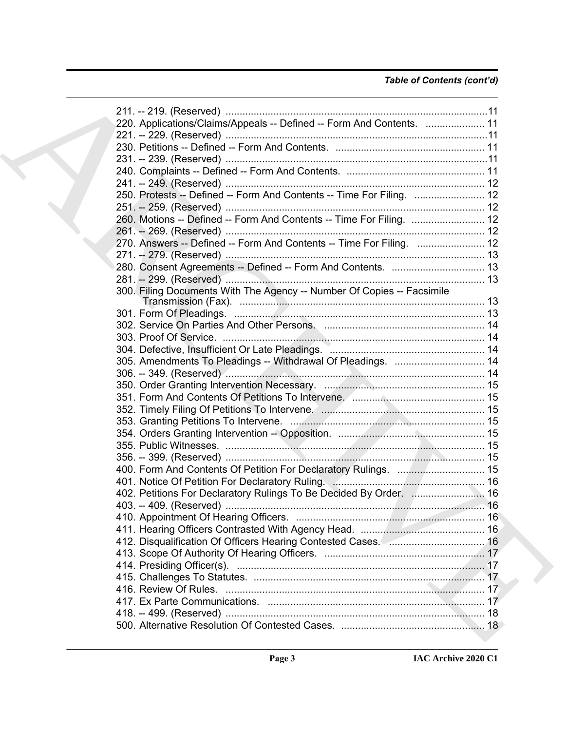*Table of Contents (cont'd)*

211. -- 219. (Reserved) ............................................................................................11
220. Applications/Claims/Appeals -- Defined -- Form And Contents. ..................... 11
221. -- 229. (Reserved) ............................................................................................11
230. Petitions -- Defined -- Form And Contents. ..................................................... 11
231. -- 239. (Reserved) ............................................................................................11
240. Complaints -- Defined -- Form And Contents. ................................................. 11
241. -- 249. (Reserved) ............................................................................................ 12
250. Protests -- Defined -- Form And Contents -- Time For Filing. ......................... 12
251. -- 259. (Reserved) ............................................................................................ 12
260. Motions -- Defined -- Form And Contents -- Time For Filing. .......................... 12
261. -- 269. (Reserved) ............................................................................................ 12
270. Answers -- Defined -- Form And Contents -- Time For Filing. ........................ 12
271. -- 279. (Reserved) ............................................................................................ 13
280. Consent Agreements -- Defined -- Form And Contents. ................................. 13
281. -- 299. (Reserved) ............................................................................................ 13
300. Filing Documents With The Agency -- Number Of Copies -- Facsimile Transmission (Fax). ....................................................................................... 13
301. Form Of Pleadings. ......................................................................................... 13
302. Service On Parties And Other Persons. ......................................................... 14
303. Proof Of Service. ............................................................................................. 14
304. Defective, Insufficient Or Late Pleadings. ....................................................... 14
305. Amendments To Pleadings -- Withdrawal Of Pleadings. ................................ 14
306. -- 349. (Reserved) ............................................................................................ 14
350. Order Granting Intervention Necessary. ......................................................... 15
351. Form And Contents Of Petitions To Intervene. ............................................... 15
352. Timely Filing Of Petitions To Intervene. .......................................................... 15
353. Granting Petitions To Intervene. ..................................................................... 15
354. Orders Granting Intervention -- Opposition. .................................................... 15
355. Public Witnesses. ............................................................................................ 15
356. -- 399. (Reserved) ............................................................................................ 15
400. Form And Contents Of Petition For Declaratory Rulings. ............................... 15
401. Notice Of Petition For Declaratory Ruling. ...................................................... 16
402. Petitions For Declaratory Rulings To Be Decided By Order. .......................... 16
403. -- 409. (Reserved) ............................................................................................ 16
410. Appointment Of Hearing Officers. ................................................................... 16
411. Hearing Officers Contrasted With Agency Head. ............................................ 16
412. Disqualification Of Officers Hearing Contested Cases. .................................. 16
413. Scope Of Authority Of Hearing Officers. ......................................................... 17
414. Presiding Officer(s). ........................................................................................ 17
415. Challenges To Statutes. .................................................................................. 17
416. Review Of Rules. ............................................................................................ 17
417. Ex Parte Communications. ............................................................................. 17
418. -- 499. (Reserved) ............................................................................................ 18
500. Alternative Resolution Of Contested Cases. ................................................... 18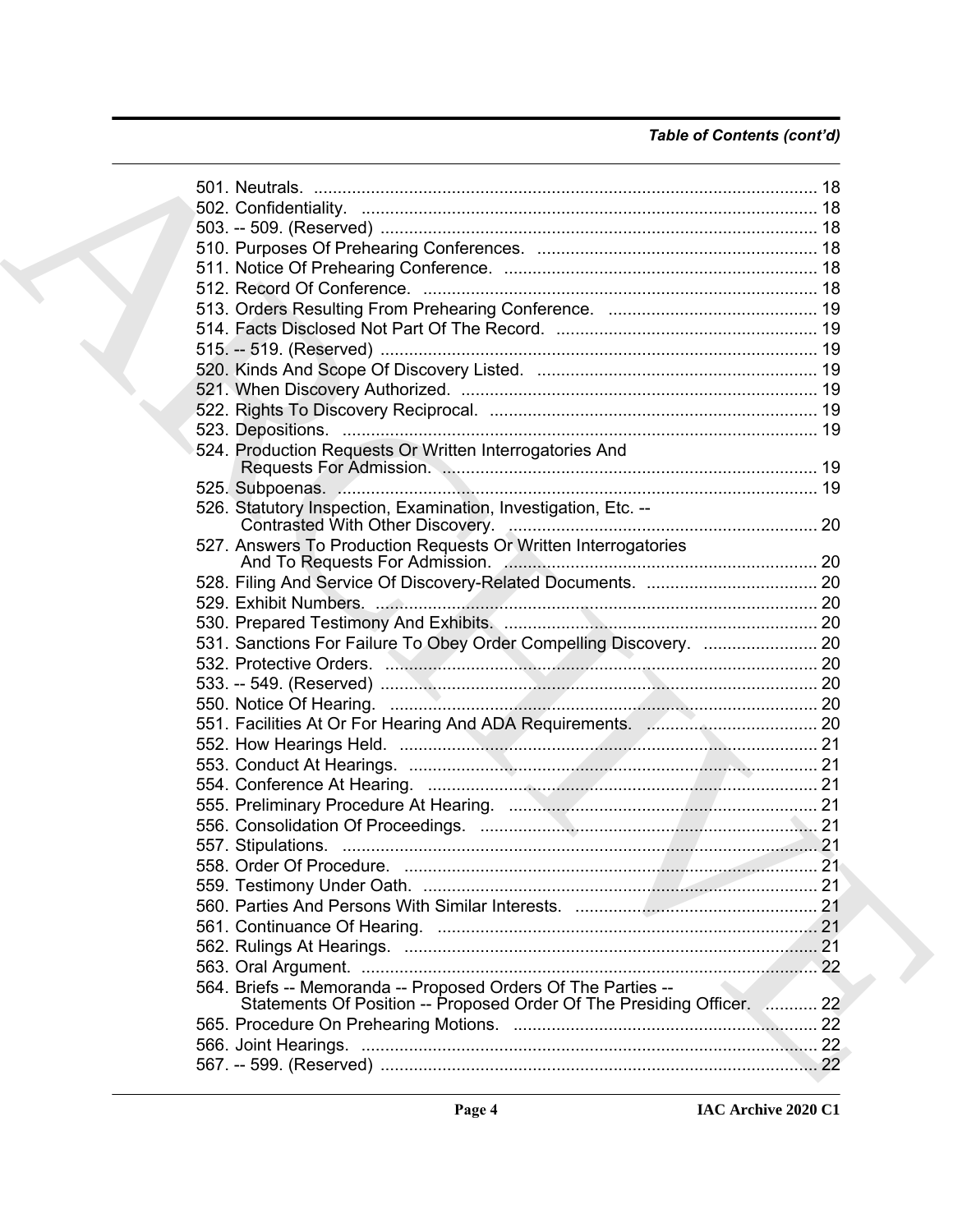*Table of Contents (cont'd)*

501. Neutrals. .......................................................................................... 18
502. Confidentiality. ................................................................................ 18
503. -- 509. (Reserved) ............................................................................ 18
510. Purposes Of Prehearing Conferences. ............................................ 18
511. Notice Of Prehearing Conference. .................................................. 18
512. Record Of Conference. ................................................................... 18
513. Orders Resulting From Prehearing Conference. ............................ 19
514. Facts Disclosed Not Part Of The Record. ....................................... 19
515. -- 519. (Reserved) ............................................................................ 19
520. Kinds And Scope Of Discovery Listed. ........................................... 19
521. When Discovery Authorized. ........................................................... 19
522. Rights To Discovery Reciprocal. ..................................................... 19
523. Depositions. .................................................................................... 19
524. Production Requests Or Written Interrogatories And Requests For Admission. ............................................................................... 19
525. Subpoenas. ..................................................................................... 19
526. Statutory Inspection, Examination, Investigation, Etc. -- Contrasted With Other Discovery. ................................................................. 20
527. Answers To Production Requests Or Written Interrogatories And To Requests For Admission. .................................................................. 20
528. Filing And Service Of Discovery-Related Documents. .................... 20
529. Exhibit Numbers. ............................................................................. 20
530. Prepared Testimony And Exhibits. .................................................. 20
531. Sanctions For Failure To Obey Order Compelling Discovery. ........ 20
532. Protective Orders. ........................................................................... 20
533. -- 549. (Reserved) ............................................................................ 20
550. Notice Of Hearing. .......................................................................... 20
551. Facilities At Or For Hearing And ADA Requirements. .................... 20
552. How Hearings Held. ........................................................................ 21
553. Conduct At Hearings. ...................................................................... 21
554. Conference At Hearing. .................................................................. 21
555. Preliminary Procedure At Hearing. ................................................. 21
556. Consolidation Of Proceedings. ....................................................... 21
557. Stipulations. .................................................................................... 21
558. Order Of Procedure. ....................................................................... 21
559. Testimony Under Oath. ................................................................... 21
560. Parties And Persons With Similar Interests. ................................... 21
561. Continuance Of Hearing. ................................................................ 21
562. Rulings At Hearings. ....................................................................... 21
563. Oral Argument. ................................................................................ 22
564. Briefs -- Memoranda -- Proposed Orders Of The Parties -- Statements Of Position -- Proposed Order Of The Presiding Officer. ........... 22
565. Procedure On Prehearing Motions. ................................................ 22
566. Joint Hearings. ................................................................................ 22
567. -- 599. (Reserved) ............................................................................ 22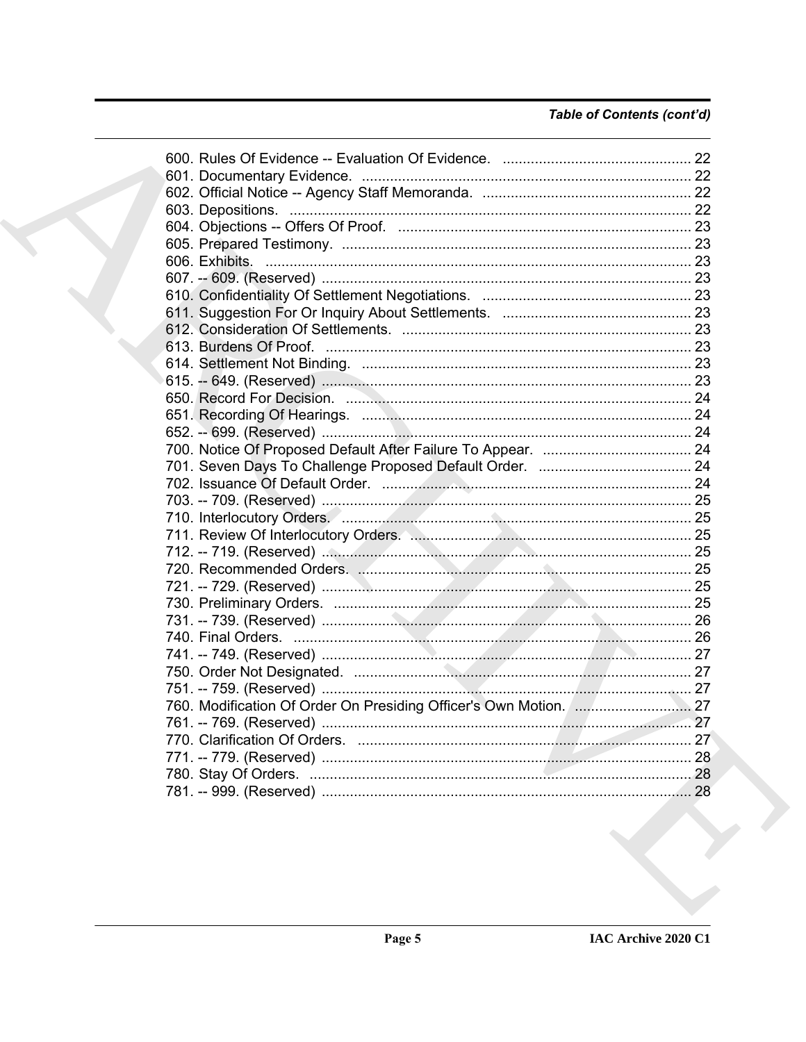*Table of Contents (cont'd)*

600. Rules Of Evidence -- Evaluation Of Evidence. ............................................... 22
601. Documentary Evidence. ............................................................................... 22
602. Official Notice -- Agency Staff Memoranda. ................................................... 22
603. Depositions. ................................................................................................ 22
604. Objections -- Offers Of Proof. ....................................................................... 23
605. Prepared Testimony. .................................................................................... 23
606. Exhibits. ...................................................................................................... 23
607. -- 609. (Reserved) ......................................................................................... 23
610. Confidentiality Of Settlement Negotiations. .................................................... 23
611. Suggestion For Or Inquiry About Settlements. ............................................... 23
612. Consideration Of Settlements. ....................................................................... 23
613. Burdens Of Proof. ......................................................................................... 23
614. Settlement Not Binding. ................................................................................. 23
615. -- 649. (Reserved) ......................................................................................... 23
650. Record For Decision. ..................................................................................... 24
651. Recording Of Hearings. ................................................................................. 24
652. -- 699. (Reserved) ......................................................................................... 24
700. Notice Of Proposed Default After Failure To Appear. ..................................... 24
701. Seven Days To Challenge Proposed Default Order. ...................................... 24
702. Issuance Of Default Order. ............................................................................ 24
703. -- 709. (Reserved) ......................................................................................... 25
710. Interlocutory Orders. ..................................................................................... 25
711. Review Of Interlocutory Orders. .................................................................... 25
712. -- 719. (Reserved) ......................................................................................... 25
720. Recommended Orders. .................................................................................. 25
721. -- 729. (Reserved) ......................................................................................... 25
730. Preliminary Orders. ....................................................................................... 25
731. -- 739. (Reserved) ......................................................................................... 26
740. Final Orders. ................................................................................................. 26
741. -- 749. (Reserved) ......................................................................................... 27
750. Order Not Designated. ................................................................................... 27
751. -- 759. (Reserved) ......................................................................................... 27
760. Modification Of Order On Presiding Officer's Own Motion. ............................ 27
761. -- 769. (Reserved) ......................................................................................... 27
770. Clarification Of Orders. ................................................................................. 27
771. -- 779. (Reserved) ......................................................................................... 28
780. Stay Of Orders. .............................................................................................. 28
781. -- 999. (Reserved) ......................................................................................... 28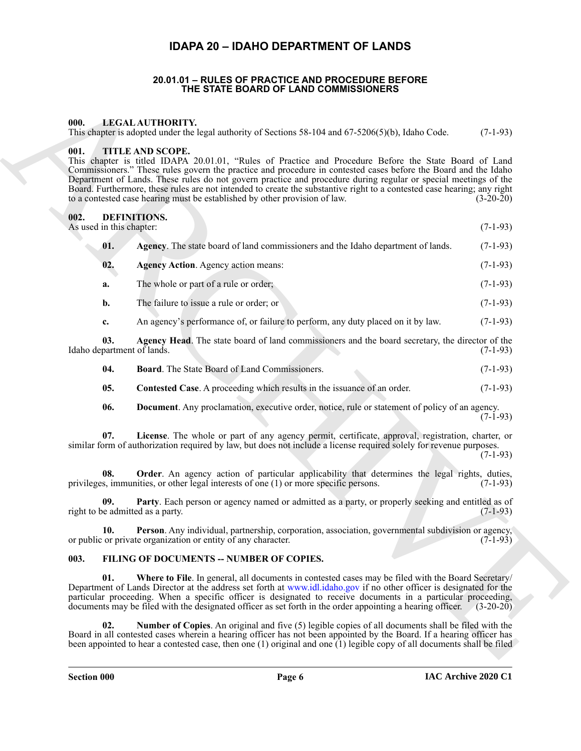# IDAPA 20 – IDAHO DEPARTMENT OF LANDS

## 20.01.01 – RULES OF PRACTICE AND PROCEDURE BEFORE THE STATE BOARD OF LAND COMMISSIONERS

**000. LEGAL AUTHORITY.**

This chapter is adopted under the legal authority of Sections 58-104 and 67-5206(5)(b), Idaho Code. (7-1-93)

**001. TITLE AND SCOPE.**

This chapter is titled IDAPA 20.01.01, "Rules of Practice and Procedure Before the State Board of Land Commissioners." These rules govern the practice and procedure in contested cases before the Board and the Idaho Department of Lands. These rules do not govern practice and procedure during regular or special meetings of the Board. Furthermore, these rules are not intended to create the substantive right to a contested case hearing; any right to a contested case hearing must be established by other provision of law. (3-20-20)

**002. DEFINITIONS.**

As used in this chapter: (7-1-93)

**01. Agency**. The state board of land commissioners and the Idaho department of lands. (7-1-93)

**02. Agency Action**. Agency action means: (7-1-93)

**a.** The whole or part of a rule or order; (7-1-93)

**b.** The failure to issue a rule or order; or (7-1-93)

**c.** An agency's performance of, or failure to perform, any duty placed on it by law. (7-1-93)

**03. Agency Head**. The state board of land commissioners and the board secretary, the director of the Idaho department of lands. (7-1-93)

**04. Board**. The State Board of Land Commissioners. (7-1-93)

**05. Contested Case**. A proceeding which results in the issuance of an order. (7-1-93)

**06. Document**. Any proclamation, executive order, notice, rule or statement of policy of an agency. (7-1-93)

**07. License**. The whole or part of any agency permit, certificate, approval, registration, charter, or similar form of authorization required by law, but does not include a license required solely for revenue purposes. (7-1-93)

**08. Order**. An agency action of particular applicability that determines the legal rights, duties, privileges, immunities, or other legal interests of one (1) or more specific persons. (7-1-93)

**09. Party**. Each person or agency named or admitted as a party, or properly seeking and entitled as of right to be admitted as a party. (7-1-93)

**10. Person**. Any individual, partnership, corporation, association, governmental subdivision or agency, or public or private organization or entity of any character. (7-1-93)

**003. FILING OF DOCUMENTS -- NUMBER OF COPIES.**

**01. Where to File**. In general, all documents in contested cases may be filed with the Board Secretary/ Department of Lands Director at the address set forth at www.idl.idaho.gov if no other officer is designated for the particular proceeding. When a specific officer is designated to receive documents in a particular proceeding, documents may be filed with the designated officer as set forth in the order appointing a hearing officer. (3-20-20)

**02. Number of Copies**. An original and five (5) legible copies of all documents shall be filed with the Board in all contested cases wherein a hearing officer has not been appointed by the Board. If a hearing officer has been appointed to hear a contested case, then one (1) original and one (1) legible copy of all documents shall be filed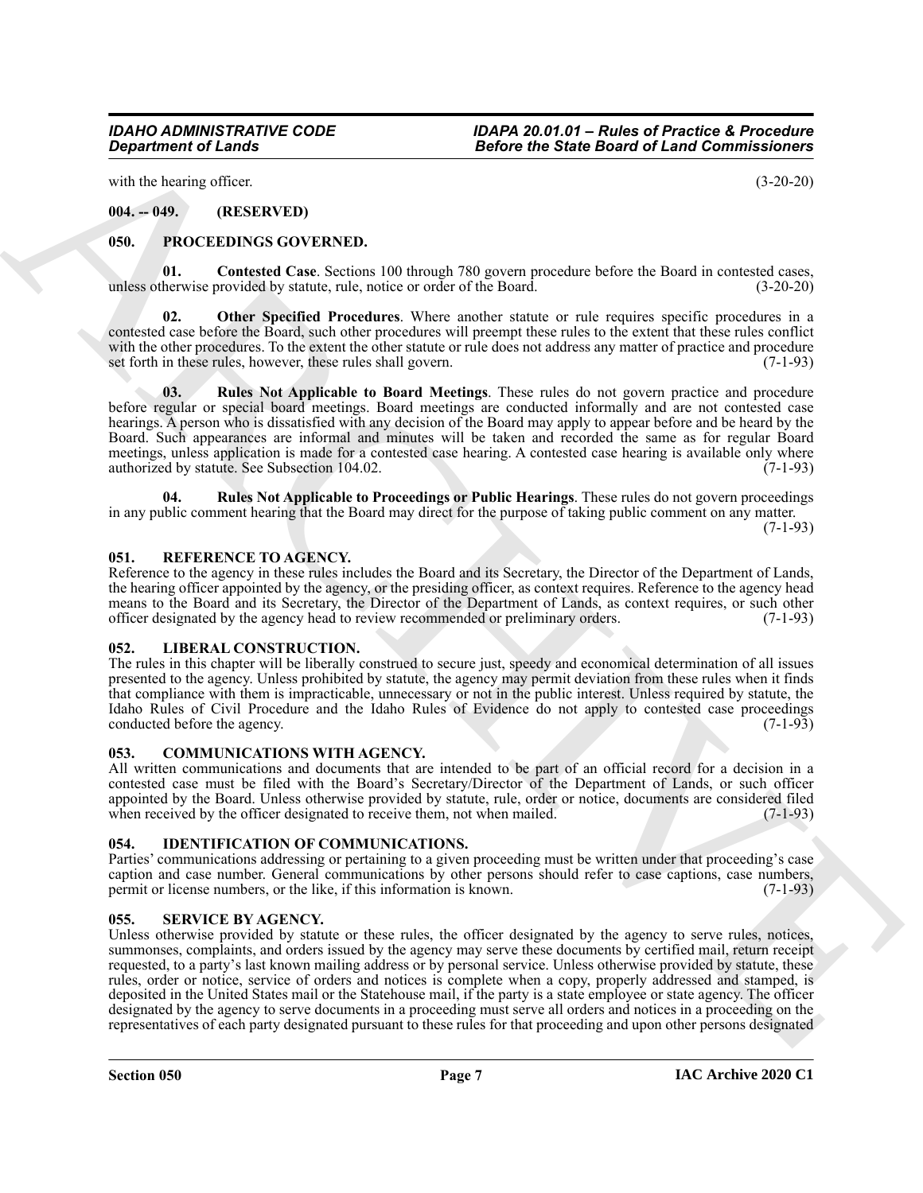with the hearing officer. (3-20-20)

## 004. -- 049. (RESERVED)

## 050. PROCEEDINGS GOVERNED.

**01. Contested Case**. Sections 100 through 780 govern procedure before the Board in contested cases, unless otherwise provided by statute, rule, notice or order of the Board. (3-20-20)

**02. Other Specified Procedures**. Where another statute or rule requires specific procedures in a contested case before the Board, such other procedures will preempt these rules to the extent that these rules conflict with the other procedures. To the extent the other statute or rule does not address any matter of practice and procedure set forth in these rules, however, these rules shall govern. (7-1-93)

**03. Rules Not Applicable to Board Meetings**. These rules do not govern practice and procedure before regular or special board meetings. Board meetings are conducted informally and are not contested case hearings. A person who is dissatisfied with any decision of the Board may apply to appear before and be heard by the Board. Such appearances are informal and minutes will be taken and recorded the same as for regular Board meetings, unless application is made for a contested case hearing. A contested case hearing is available only where authorized by statute. See Subsection 104.02. (7-1-93)

**04. Rules Not Applicable to Proceedings or Public Hearings**. These rules do not govern proceedings in any public comment hearing that the Board may direct for the purpose of taking public comment on any matter. (7-1-93)

## 051. REFERENCE TO AGENCY.

Reference to the agency in these rules includes the Board and its Secretary, the Director of the Department of Lands, the hearing officer appointed by the agency, or the presiding officer, as context requires. Reference to the agency head means to the Board and its Secretary, the Director of the Department of Lands, as context requires, or such other officer designated by the agency head to review recommended or preliminary orders. (7-1-93)

## 052. LIBERAL CONSTRUCTION.

The rules in this chapter will be liberally construed to secure just, speedy and economical determination of all issues presented to the agency. Unless prohibited by statute, the agency may permit deviation from these rules when it finds that compliance with them is impracticable, unnecessary or not in the public interest. Unless required by statute, the Idaho Rules of Civil Procedure and the Idaho Rules of Evidence do not apply to contested case proceedings conducted before the agency. (7-1-93)

## 053. COMMUNICATIONS WITH AGENCY.

All written communications and documents that are intended to be part of an official record for a decision in a contested case must be filed with the Board's Secretary/Director of the Department of Lands, or such officer appointed by the Board. Unless otherwise provided by statute, rule, order or notice, documents are considered filed when received by the officer designated to receive them, not when mailed. (7-1-93)

## 054. IDENTIFICATION OF COMMUNICATIONS.

Parties' communications addressing or pertaining to a given proceeding must be written under that proceeding's case caption and case number. General communications by other persons should refer to case captions, case numbers, permit or license numbers, or the like, if this information is known. (7-1-93)

## 055. SERVICE BY AGENCY.

Unless otherwise provided by statute or these rules, the officer designated by the agency to serve rules, notices, summonses, complaints, and orders issued by the agency may serve these documents by certified mail, return receipt requested, to a party's last known mailing address or by personal service. Unless otherwise provided by statute, these rules, order or notice, service of orders and notices is complete when a copy, properly addressed and stamped, is deposited in the United States mail or the Statehouse mail, if the party is a state employee or state agency. The officer designated by the agency to serve documents in a proceeding must serve all orders and notices in a proceeding on the representatives of each party designated pursuant to these rules for that proceeding and upon other persons designated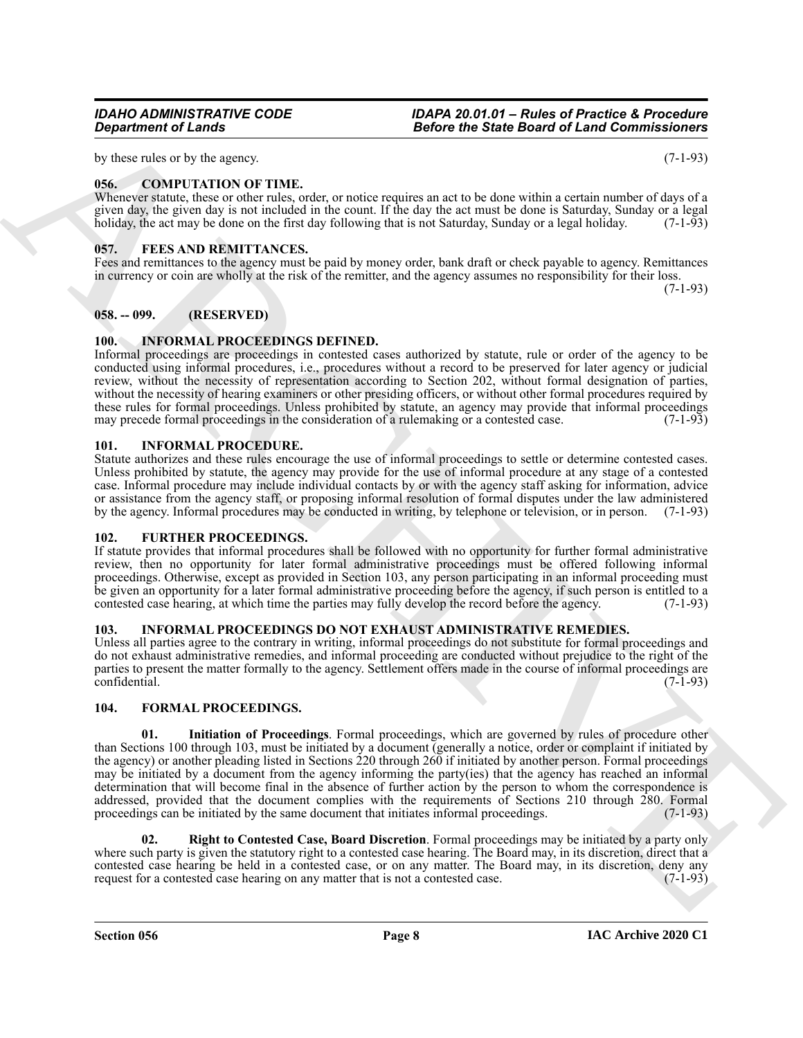by these rules or by the agency. (7-1-93)

### 056. COMPUTATION OF TIME.

Whenever statute, these or other rules, order, or notice requires an act to be done within a certain number of days of a given day, the given day is not included in the count. If the day the act must be done is Saturday, Sunday or a legal holiday, the act may be done on the first day following that is not Saturday, Sunday or a legal holiday. (7-1-93)

### 057. FEES AND REMITTANCES.

Fees and remittances to the agency must be paid by money order, bank draft or check payable to agency. Remittances in currency or coin are wholly at the risk of the remitter, and the agency assumes no responsibility for their loss. (7-1-93)

### 058. -- 099. (RESERVED)

### 100. INFORMAL PROCEEDINGS DEFINED.

Informal proceedings are proceedings in contested cases authorized by statute, rule or order of the agency to be conducted using informal procedures, i.e., procedures without a record to be preserved for later agency or judicial review, without the necessity of representation according to Section 202, without formal designation of parties, without the necessity of hearing examiners or other presiding officers, or without other formal procedures required by these rules for formal proceedings. Unless prohibited by statute, an agency may provide that informal proceedings may precede formal proceedings in the consideration of a rulemaking or a contested case. (7-1-93)

### 101. INFORMAL PROCEDURE.

Statute authorizes and these rules encourage the use of informal proceedings to settle or determine contested cases. Unless prohibited by statute, the agency may provide for the use of informal procedure at any stage of a contested case. Informal procedure may include individual contacts by or with the agency staff asking for information, advice or assistance from the agency staff, or proposing informal resolution of formal disputes under the law administered by the agency. Informal procedures may be conducted in writing, by telephone or television, or in person. (7-1-93)

### 102. FURTHER PROCEEDINGS.

If statute provides that informal procedures shall be followed with no opportunity for further formal administrative review, then no opportunity for later formal administrative proceedings must be offered following informal proceedings. Otherwise, except as provided in Section 103, any person participating in an informal proceeding must be given an opportunity for a later formal administrative proceeding before the agency, if such person is entitled to a contested case hearing, at which time the parties may fully develop the record before the agency. (7-1-93)

### 103. INFORMAL PROCEEDINGS DO NOT EXHAUST ADMINISTRATIVE REMEDIES.

Unless all parties agree to the contrary in writing, informal proceedings do not substitute for formal proceedings and do not exhaust administrative remedies, and informal proceeding are conducted without prejudice to the right of the parties to present the matter formally to the agency. Settlement offers made in the course of informal proceedings are confidential. (7-1-93)

### 104. FORMAL PROCEEDINGS.

**01. Initiation of Proceedings**. Formal proceedings, which are governed by rules of procedure other than Sections 100 through 103, must be initiated by a document (generally a notice, order or complaint if initiated by the agency) or another pleading listed in Sections 220 through 260 if initiated by another person. Formal proceedings may be initiated by a document from the agency informing the party(ies) that the agency has reached an informal determination that will become final in the absence of further action by the person to whom the correspondence is addressed, provided that the document complies with the requirements of Sections 210 through 280. Formal proceedings can be initiated by the same document that initiates informal proceedings. (7-1-93)

**02. Right to Contested Case, Board Discretion**. Formal proceedings may be initiated by a party only where such party is given the statutory right to a contested case hearing. The Board may, in its discretion, direct that a contested case hearing be held in a contested case, or on any matter. The Board may, in its discretion, deny any request for a contested case hearing on any matter that is not a contested case. (7-1-93)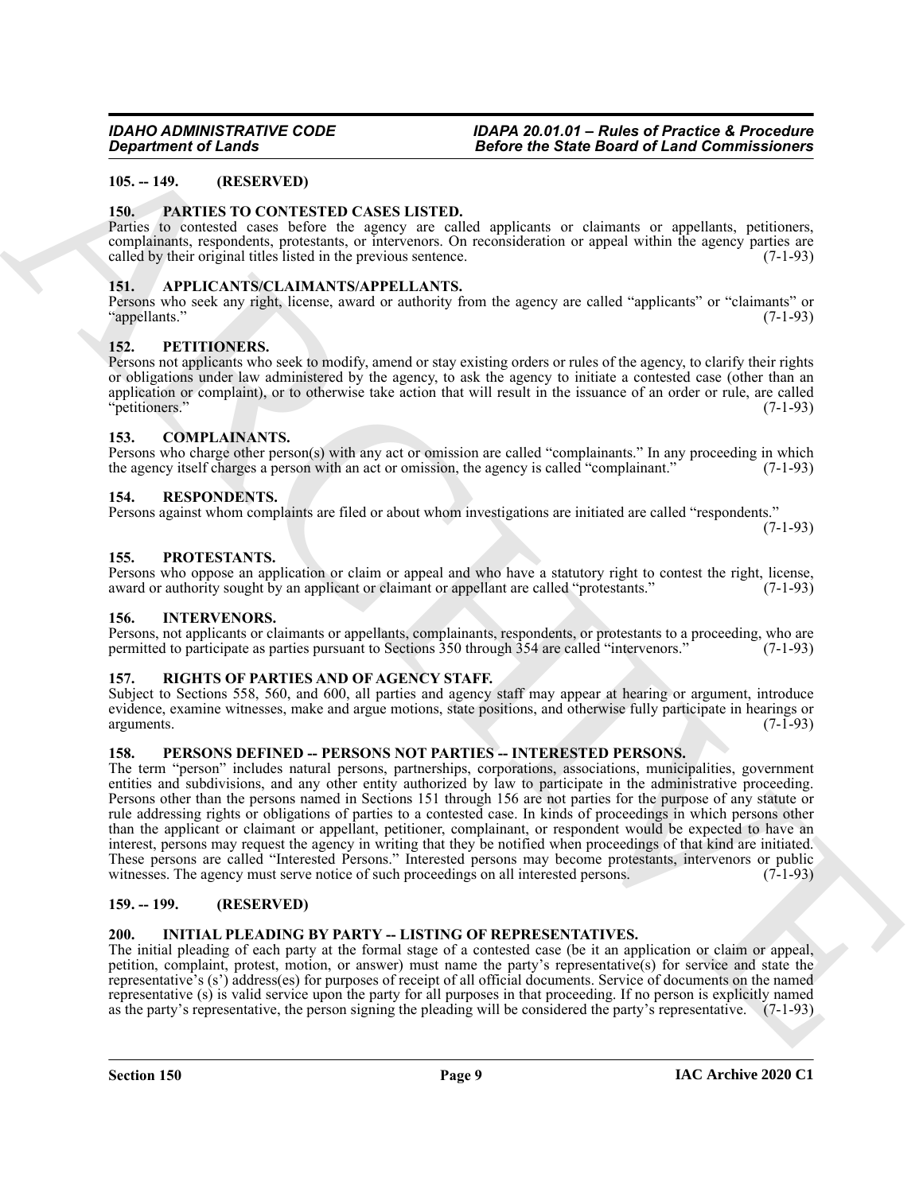## 105. -- 149. (RESERVED)

## 150. PARTIES TO CONTESTED CASES LISTED.

Parties to contested cases before the agency are called applicants or claimants or appellants, petitioners, complainants, respondents, protestants, or intervenors. On reconsideration or appeal within the agency parties are called by their original titles listed in the previous sentence. (7-1-93)

## 151. APPLICANTS/CLAIMANTS/APPELLANTS.

Persons who seek any right, license, award or authority from the agency are called "applicants" or "claimants" or "appellants." (7-1-93)

## 152. PETITIONERS.

Persons not applicants who seek to modify, amend or stay existing orders or rules of the agency, to clarify their rights or obligations under law administered by the agency, to ask the agency to initiate a contested case (other than an application or complaint), or to otherwise take action that will result in the issuance of an order or rule, are called "petitioners." (7-1-93)

## 153. COMPLAINANTS.

Persons who charge other person(s) with any act or omission are called "complainants." In any proceeding in which the agency itself charges a person with an act or omission, the agency is called "complainant." (7-1-93)

## 154. RESPONDENTS.

Persons against whom complaints are filed or about whom investigations are initiated are called "respondents." (7-1-93)

## 155. PROTESTANTS.

Persons who oppose an application or claim or appeal and who have a statutory right to contest the right, license, award or authority sought by an applicant or claimant or appellant are called "protestants." (7-1-93)

## 156. INTERVENORS.

Persons, not applicants or claimants or appellants, complainants, respondents, or protestants to a proceeding, who are permitted to participate as parties pursuant to Sections 350 through 354 are called "intervenors." (7-1-93)

## 157. RIGHTS OF PARTIES AND OF AGENCY STAFF.

Subject to Sections 558, 560, and 600, all parties and agency staff may appear at hearing or argument, introduce evidence, examine witnesses, make and argue motions, state positions, and otherwise fully participate in hearings or arguments. (7-1-93)

## 158. PERSONS DEFINED -- PERSONS NOT PARTIES -- INTERESTED PERSONS.

The term "person" includes natural persons, partnerships, corporations, associations, municipalities, government entities and subdivisions, and any other entity authorized by law to participate in the administrative proceeding. Persons other than the persons named in Sections 151 through 156 are not parties for the purpose of any statute or rule addressing rights or obligations of parties to a contested case. In kinds of proceedings in which persons other than the applicant or claimant or appellant, petitioner, complainant, or respondent would be expected to have an interest, persons may request the agency in writing that they be notified when proceedings of that kind are initiated. These persons are called "Interested Persons." Interested persons may become protestants, intervenors or public witnesses. The agency must serve notice of such proceedings on all interested persons. (7-1-93)

## 159. -- 199. (RESERVED)

## 200. INITIAL PLEADING BY PARTY -- LISTING OF REPRESENTATIVES.

The initial pleading of each party at the formal stage of a contested case (be it an application or claim or appeal, petition, complaint, protest, motion, or answer) must name the party's representative(s) for service and state the representative's (s') address(es) for purposes of receipt of all official documents. Service of documents on the named representative (s) is valid service upon the party for all purposes in that proceeding. If no person is explicitly named as the party's representative, the person signing the pleading will be considered the party's representative. (7-1-93)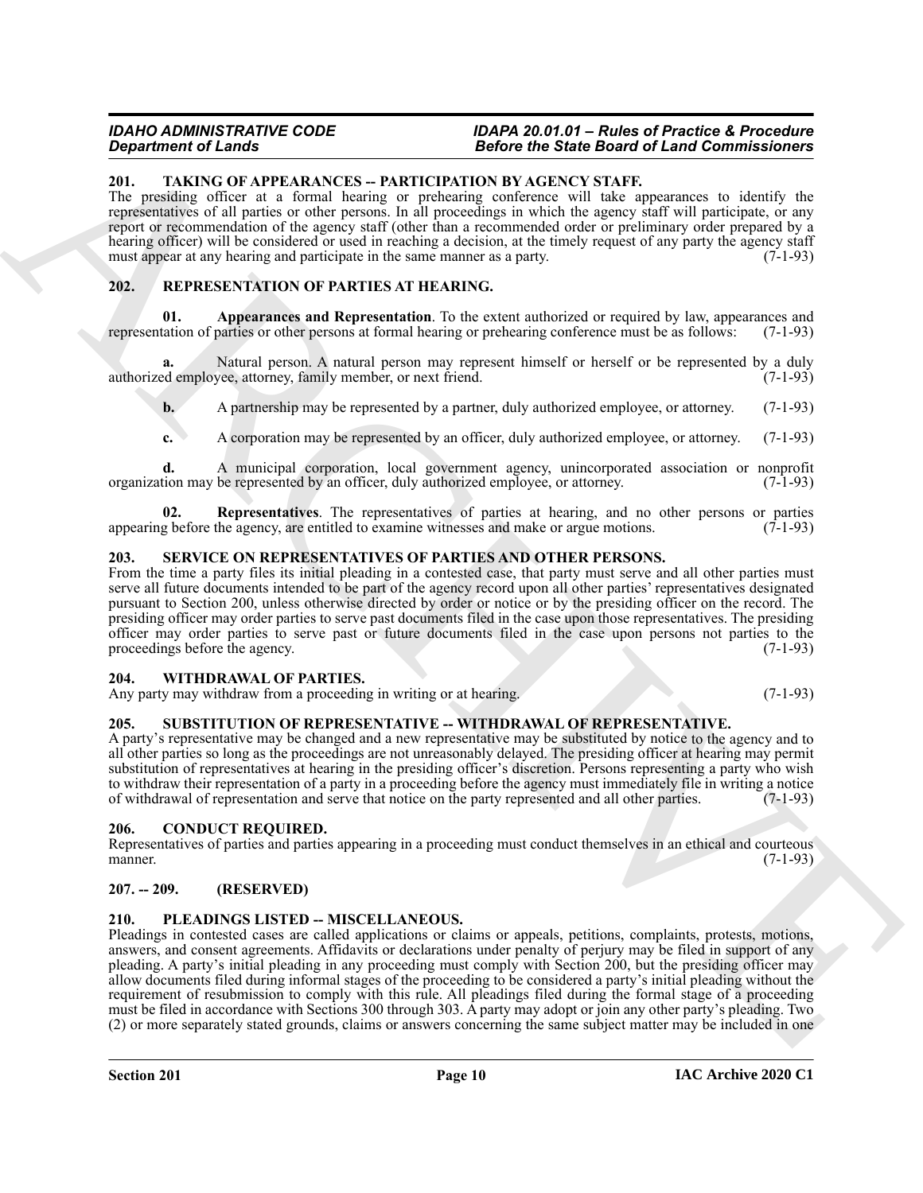## 201. TAKING OF APPEARANCES -- PARTICIPATION BY AGENCY STAFF.

The presiding officer at a formal hearing or prehearing conference will take appearances to identify the representatives of all parties or other persons. In all proceedings in which the agency staff will participate, or any report or recommendation of the agency staff (other than a recommended order or preliminary order prepared by a hearing officer) will be considered or used in reaching a decision, at the timely request of any party the agency staff must appear at any hearing and participate in the same manner as a party. (7-1-93)

## 202. REPRESENTATION OF PARTIES AT HEARING.

**01. Appearances and Representation**. To the extent authorized or required by law, appearances and representation of parties or other persons at formal hearing or prehearing conference must be as follows: (7-1-93)

**a.** Natural person. A natural person may represent himself or herself or be represented by a duly authorized employee, attorney, family member, or next friend. (7-1-93)

**b.** A partnership may be represented by a partner, duly authorized employee, or attorney. (7-1-93)

**c.** A corporation may be represented by an officer, duly authorized employee, or attorney. (7-1-93)

**d.** A municipal corporation, local government agency, unincorporated association or nonprofit organization may be represented by an officer, duly authorized employee, or attorney. (7-1-93)

**02. Representatives**. The representatives of parties at hearing, and no other persons or parties appearing before the agency, are entitled to examine witnesses and make or argue motions. (7-1-93)

## 203. SERVICE ON REPRESENTATIVES OF PARTIES AND OTHER PERSONS.

From the time a party files its initial pleading in a contested case, that party must serve and all other parties must serve all future documents intended to be part of the agency record upon all other parties' representatives designated pursuant to Section 200, unless otherwise directed by order or notice or by the presiding officer on the record. The presiding officer may order parties to serve past documents filed in the case upon those representatives. The presiding officer may order parties to serve past or future documents filed in the case upon persons not parties to the proceedings before the agency. (7-1-93)

## 204. WITHDRAWAL OF PARTIES.

Any party may withdraw from a proceeding in writing or at hearing. (7-1-93)

## 205. SUBSTITUTION OF REPRESENTATIVE -- WITHDRAWAL OF REPRESENTATIVE.

A party's representative may be changed and a new representative may be substituted by notice to the agency and to all other parties so long as the proceedings are not unreasonably delayed. The presiding officer at hearing may permit substitution of representatives at hearing in the presiding officer's discretion. Persons representing a party who wish to withdraw their representation of a party in a proceeding before the agency must immediately file in writing a notice of withdrawal of representation and serve that notice on the party represented and all other parties. (7-1-93)

## 206. CONDUCT REQUIRED.

Representatives of parties and parties appearing in a proceeding must conduct themselves in an ethical and courteous manner. (7-1-93)

## 207. -- 209. (RESERVED)

## 210. PLEADINGS LISTED -- MISCELLANEOUS.

Pleadings in contested cases are called applications or claims or appeals, petitions, complaints, protests, motions, answers, and consent agreements. Affidavits or declarations under penalty of perjury may be filed in support of any pleading. A party's initial pleading in any proceeding must comply with Section 200, but the presiding officer may allow documents filed during informal stages of the proceeding to be considered a party's initial pleading without the requirement of resubmission to comply with this rule. All pleadings filed during the formal stage of a proceeding must be filed in accordance with Sections 300 through 303. A party may adopt or join any other party's pleading. Two (2) or more separately stated grounds, claims or answers concerning the same subject matter may be included in one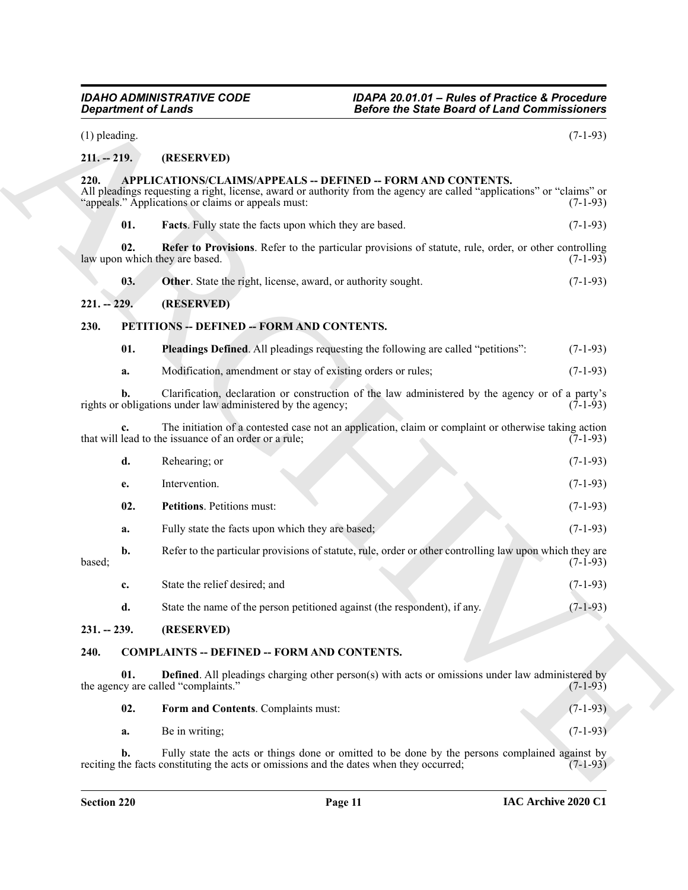(1) pleading. (7-1-93)

**211. -- 219. (RESERVED)**

**220. APPLICATIONS/CLAIMS/APPEALS -- DEFINED -- FORM AND CONTENTS.**

All pleadings requesting a right, license, award or authority from the agency are called "applications" or "claims" or "appeals." Applications or claims or appeals must: (7-1-93)

**01. Facts**. Fully state the facts upon which they are based. (7-1-93)

**02. Refer to Provisions**. Refer to the particular provisions of statute, rule, order, or other controlling law upon which they are based. (7-1-93)

**03. Other**. State the right, license, award, or authority sought. (7-1-93)

**221. -- 229. (RESERVED)**

**230. PETITIONS -- DEFINED -- FORM AND CONTENTS.**

**01. Pleadings Defined**. All pleadings requesting the following are called "petitions": (7-1-93)

**a.** Modification, amendment or stay of existing orders or rules; (7-1-93)

**b.** Clarification, declaration or construction of the law administered by the agency or of a party's rights or obligations under law administered by the agency; (7-1-93)

**c.** The initiation of a contested case not an application, claim or complaint or otherwise taking action that will lead to the issuance of an order or a rule; (7-1-93)

**d.** Rehearing; or (7-1-93)

**e.** Intervention. (7-1-93)

**02. Petitions**. Petitions must: (7-1-93)

**a.** Fully state the facts upon which they are based; (7-1-93)

**b.** Refer to the particular provisions of statute, rule, order or other controlling law upon which they are based; (7-1-93)

**c.** State the relief desired; and (7-1-93)

**d.** State the name of the person petitioned against (the respondent), if any. (7-1-93)

**231. -- 239. (RESERVED)**

**240. COMPLAINTS -- DEFINED -- FORM AND CONTENTS.**

**01. Defined**. All pleadings charging other person(s) with acts or omissions under law administered by the agency are called "complaints." (7-1-93)

**02. Form and Contents**. Complaints must: (7-1-93)

**a.** Be in writing; (7-1-93)

**b.** Fully state the acts or things done or omitted to be done by the persons complained against by reciting the facts constituting the acts or omissions and the dates when they occurred; (7-1-93)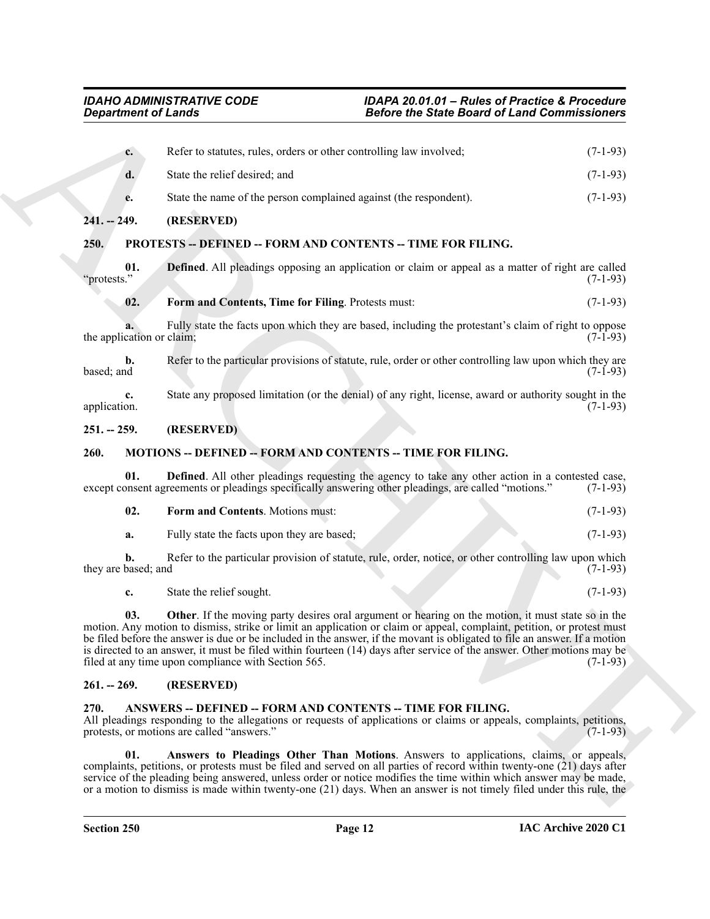**c.** Refer to statutes, rules, orders or other controlling law involved; (7-1-93)

**d.** State the relief desired; and (7-1-93)

**e.** State the name of the person complained against (the respondent). (7-1-93)

### 241. -- 249. (RESERVED)

### 250. PROTESTS -- DEFINED -- FORM AND CONTENTS -- TIME FOR FILING.

**01. Defined**. All pleadings opposing an application or claim or appeal as a matter of right are called "protests." (7-1-93)

**02. Form and Contents, Time for Filing**. Protests must: (7-1-93)

**a.** Fully state the facts upon which they are based, including the protestant's claim of right to oppose the application or claim; (7-1-93)

**b.** Refer to the particular provisions of statute, rule, order or other controlling law upon which they are based; and (7-1-93)

**c.** State any proposed limitation (or the denial) of any right, license, award or authority sought in the application. (7-1-93)

### 251. -- 259. (RESERVED)

### 260. MOTIONS -- DEFINED -- FORM AND CONTENTS -- TIME FOR FILING.

**01. Defined**. All other pleadings requesting the agency to take any other action in a contested case, except consent agreements or pleadings specifically answering other pleadings, are called "motions." (7-1-93)

**02. Form and Contents**. Motions must: (7-1-93)

**a.** Fully state the facts upon they are based; (7-1-93)

**b.** Refer to the particular provision of statute, rule, order, notice, or other controlling law upon which they are based; and (7-1-93)

**c.** State the relief sought. (7-1-93)

**03. Other**. If the moving party desires oral argument or hearing on the motion, it must state so in the motion. Any motion to dismiss, strike or limit an application or claim or appeal, complaint, petition, or protest must be filed before the answer is due or be included in the answer, if the movant is obligated to file an answer. If a motion is directed to an answer, it must be filed within fourteen (14) days after service of the answer. Other motions may be filed at any time upon compliance with Section 565. (7-1-93)

### 261. -- 269. (RESERVED)

### 270. ANSWERS -- DEFINED -- FORM AND CONTENTS -- TIME FOR FILING.

All pleadings responding to the allegations or requests of applications or claims or appeals, complaints, petitions, protests, or motions are called "answers." (7-1-93)

**01. Answers to Pleadings Other Than Motions**. Answers to applications, claims, or appeals, complaints, petitions, or protests must be filed and served on all parties of record within twenty-one (21) days after service of the pleading being answered, unless order or notice modifies the time within which answer may be made, or a motion to dismiss is made within twenty-one (21) days. When an answer is not timely filed under this rule, the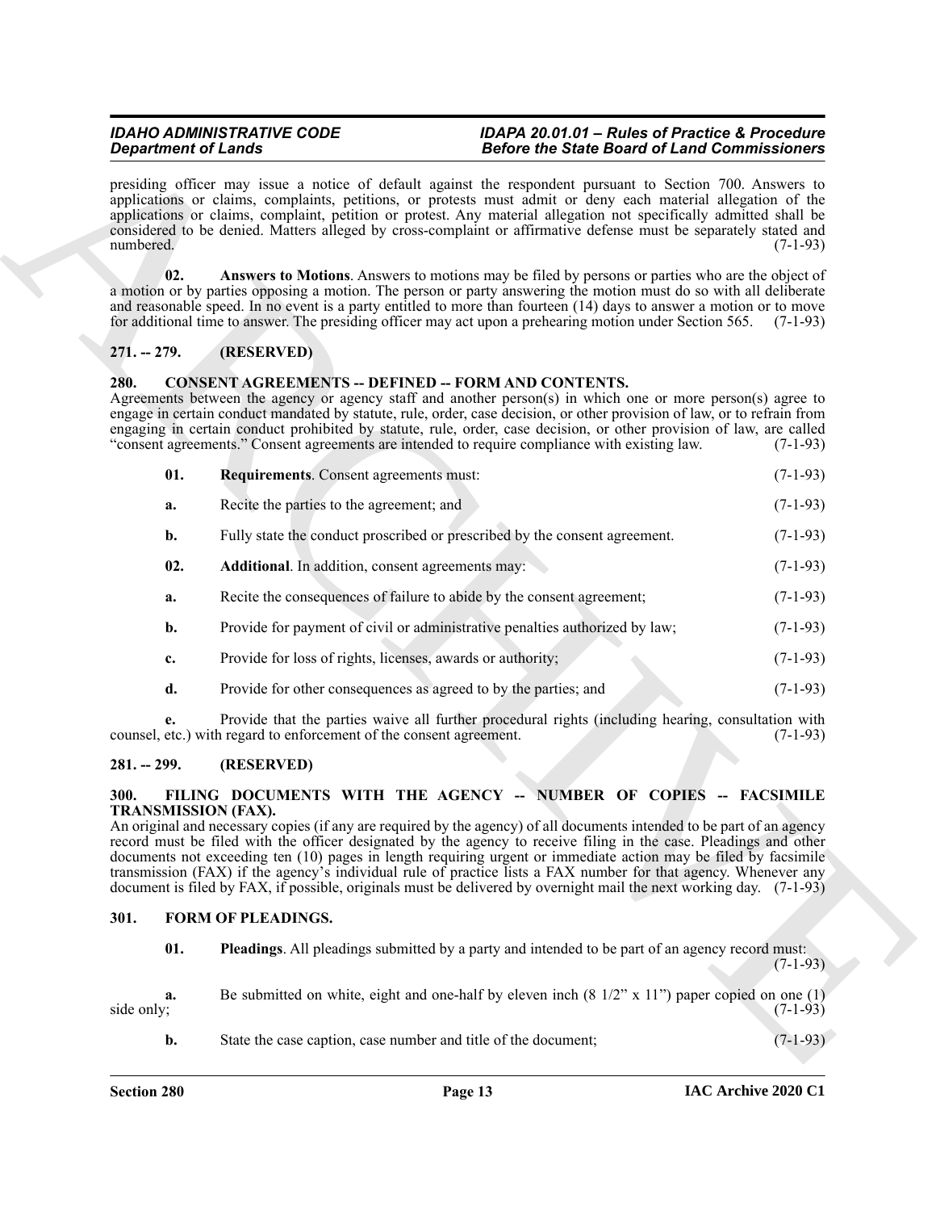presiding officer may issue a notice of default against the respondent pursuant to Section 700. Answers to applications or claims, complaints, petitions, or protests must admit or deny each material allegation of the applications or claims, complaint, petition or protest. Any material allegation not specifically admitted shall be considered to be denied. Matters alleged by cross-complaint or affirmative defense must be separately stated and numbered. (7-1-93)

**02. Answers to Motions**. Answers to motions may be filed by persons or parties who are the object of a motion or by parties opposing a motion. The person or party answering the motion must do so with all deliberate and reasonable speed. In no event is a party entitled to more than fourteen (14) days to answer a motion or to move for additional time to answer. The presiding officer may act upon a prehearing motion under Section 565. (7-1-93)

## 271. -- 279. (RESERVED)

## 280. CONSENT AGREEMENTS -- DEFINED -- FORM AND CONTENTS.

Agreements between the agency or agency staff and another person(s) in which one or more person(s) agree to engage in certain conduct mandated by statute, rule, order, case decision, or other provision of law, or to refrain from engaging in certain conduct prohibited by statute, rule, order, case decision, or other provision of law, are called "consent agreements." Consent agreements are intended to require compliance with existing law. (7-1-93)

**01. Requirements**. Consent agreements must: (7-1-93)

**a.** Recite the parties to the agreement; and (7-1-93)

**b.** Fully state the conduct proscribed or prescribed by the consent agreement. (7-1-93)

**02. Additional**. In addition, consent agreements may: (7-1-93)

**a.** Recite the consequences of failure to abide by the consent agreement; (7-1-93)

**b.** Provide for payment of civil or administrative penalties authorized by law; (7-1-93)

**c.** Provide for loss of rights, licenses, awards or authority; (7-1-93)

**d.** Provide for other consequences as agreed to by the parties; and (7-1-93)

**e.** Provide that the parties waive all further procedural rights (including hearing, consultation with counsel, etc.) with regard to enforcement of the consent agreement. (7-1-93)

## 281. -- 299. (RESERVED)

## 300. FILING DOCUMENTS WITH THE AGENCY -- NUMBER OF COPIES -- FACSIMILE TRANSMISSION (FAX).

An original and necessary copies (if any are required by the agency) of all documents intended to be part of an agency record must be filed with the officer designated by the agency to receive filing in the case. Pleadings and other documents not exceeding ten (10) pages in length requiring urgent or immediate action may be filed by facsimile transmission (FAX) if the agency's individual rule of practice lists a FAX number for that agency. Whenever any document is filed by FAX, if possible, originals must be delivered by overnight mail the next working day. (7-1-93)

## 301. FORM OF PLEADINGS.

**01. Pleadings**. All pleadings submitted by a party and intended to be part of an agency record must: (7-1-93)

**a.** Be submitted on white, eight and one-half by eleven inch (8 1/2" x 11") paper copied on one (1) side only; (7-1-93)

**b.** State the case caption, case number and title of the document; (7-1-93)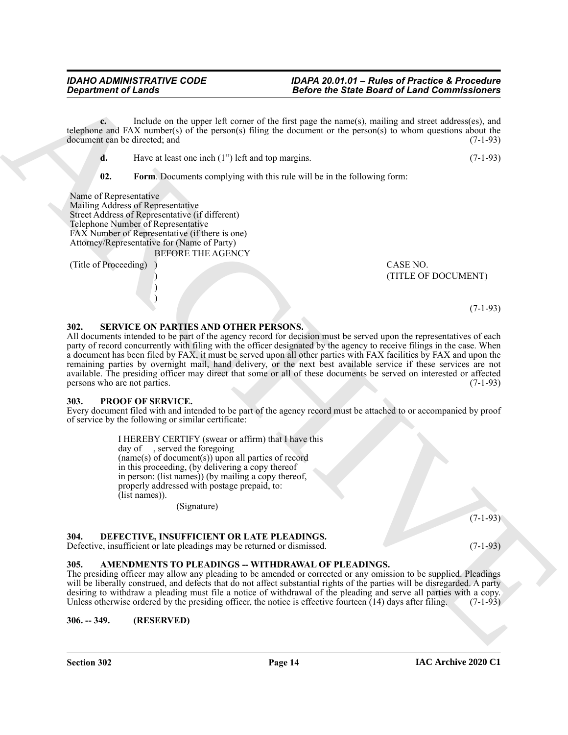**c.** Include on the upper left corner of the first page the name(s), mailing and street address(es), and telephone and FAX number(s) of the person(s) filing the document or the person(s) to whom questions about the document can be directed; and (7-1-93)

**d.** Have at least one inch (1") left and top margins. (7-1-93)

**02. Form**. Documents complying with this rule will be in the following form:

Name of Representative
Mailing Address of Representative
Street Address of Representative (if different)
Telephone Number of Representative
FAX Number of Representative (if there is one)
Attorney/Representative for (Name of Party)

BEFORE THE AGENCY

(Title of Proceeding) ) CASE NO.
) (TITLE OF DOCUMENT)
)
)

(7-1-93)

### 302. SERVICE ON PARTIES AND OTHER PERSONS.

All documents intended to be part of the agency record for decision must be served upon the representatives of each party of record concurrently with filing with the officer designated by the agency to receive filings in the case. When a document has been filed by FAX, it must be served upon all other parties with FAX facilities by FAX and upon the remaining parties by overnight mail, hand delivery, or the next best available service if these services are not available. The presiding officer may direct that some or all of these documents be served on interested or affected persons who are not parties. (7-1-93)

### 303. PROOF OF SERVICE.

Every document filed with and intended to be part of the agency record must be attached to or accompanied by proof of service by the following or similar certificate:

I HEREBY CERTIFY (swear or affirm) that I have this day of , served the foregoing (name(s) of document(s)) upon all parties of record in this proceeding, (by delivering a copy thereof in person: (list names)) (by mailing a copy thereof, properly addressed with postage prepaid, to: (list names)).

(Signature)

(7-1-93)

### 304. DEFECTIVE, INSUFFICIENT OR LATE PLEADINGS.

Defective, insufficient or late pleadings may be returned or dismissed. (7-1-93)

### 305. AMENDMENTS TO PLEADINGS -- WITHDRAWAL OF PLEADINGS.

The presiding officer may allow any pleading to be amended or corrected or any omission to be supplied. Pleadings will be liberally construed, and defects that do not affect substantial rights of the parties will be disregarded. A party desiring to withdraw a pleading must file a notice of withdrawal of the pleading and serve all parties with a copy. Unless otherwise ordered by the presiding officer, the notice is effective fourteen (14) days after filing. (7-1-93)

### 306. -- 349. (RESERVED)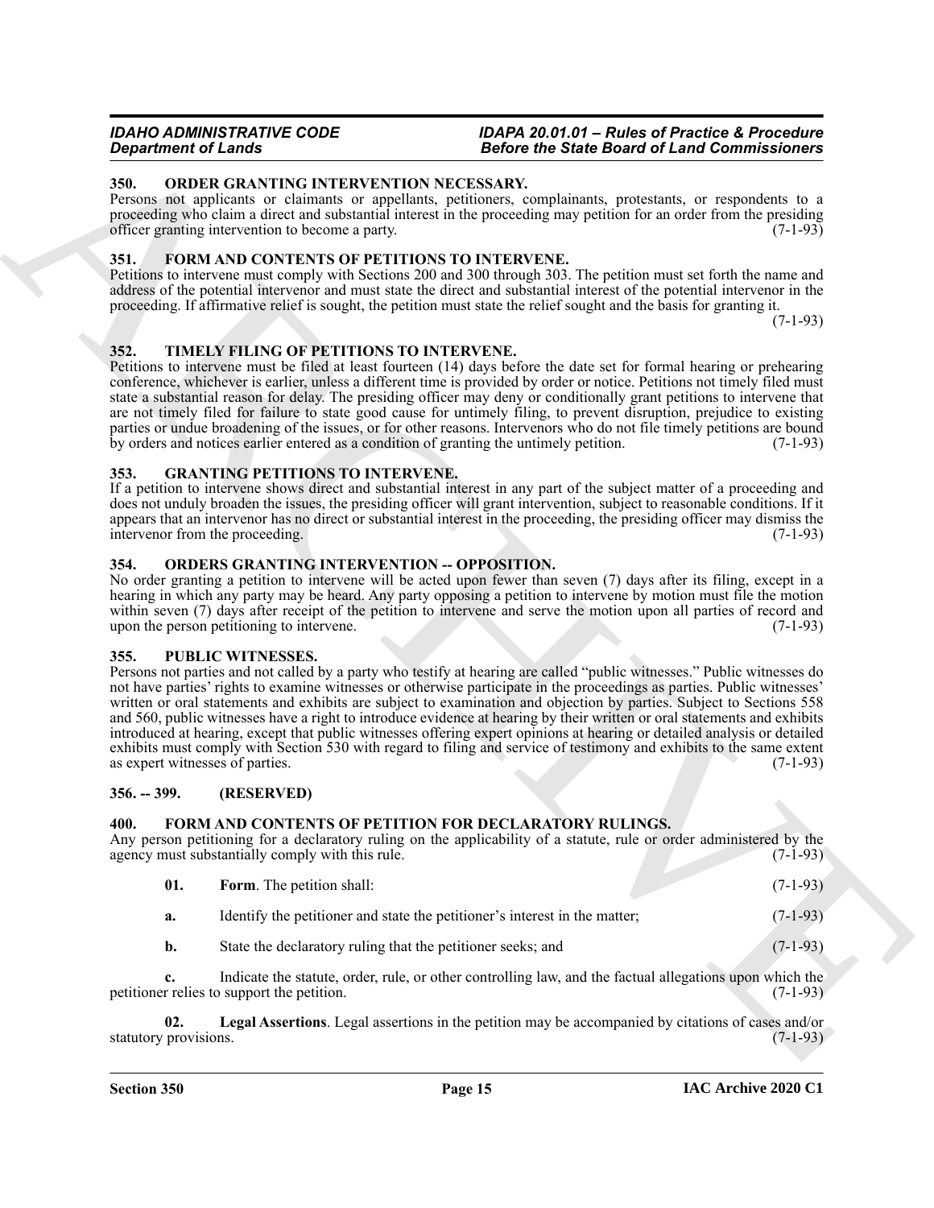## 350. ORDER GRANTING INTERVENTION NECESSARY.

Persons not applicants or claimants or appellants, petitioners, complainants, protestants, or respondents to a proceeding who claim a direct and substantial interest in the proceeding may petition for an order from the presiding officer granting intervention to become a party. (7-1-93)

## 351. FORM AND CONTENTS OF PETITIONS TO INTERVENE.

Petitions to intervene must comply with Sections 200 and 300 through 303. The petition must set forth the name and address of the potential intervenor and must state the direct and substantial interest of the potential intervenor in the proceeding. If affirmative relief is sought, the petition must state the relief sought and the basis for granting it. (7-1-93)

## 352. TIMELY FILING OF PETITIONS TO INTERVENE.

Petitions to intervene must be filed at least fourteen (14) days before the date set for formal hearing or prehearing conference, whichever is earlier, unless a different time is provided by order or notice. Petitions not timely filed must state a substantial reason for delay. The presiding officer may deny or conditionally grant petitions to intervene that are not timely filed for failure to state good cause for untimely filing, to prevent disruption, prejudice to existing parties or undue broadening of the issues, or for other reasons. Intervenors who do not file timely petitions are bound by orders and notices earlier entered as a condition of granting the untimely petition. (7-1-93)

## 353. GRANTING PETITIONS TO INTERVENE.

If a petition to intervene shows direct and substantial interest in any part of the subject matter of a proceeding and does not unduly broaden the issues, the presiding officer will grant intervention, subject to reasonable conditions. If it appears that an intervenor has no direct or substantial interest in the proceeding, the presiding officer may dismiss the intervenor from the proceeding. (7-1-93)

## 354. ORDERS GRANTING INTERVENTION -- OPPOSITION.

No order granting a petition to intervene will be acted upon fewer than seven (7) days after its filing, except in a hearing in which any party may be heard. Any party opposing a petition to intervene by motion must file the motion within seven (7) days after receipt of the petition to intervene and serve the motion upon all parties of record and upon the person petitioning to intervene. (7-1-93)

## 355. PUBLIC WITNESSES.

Persons not parties and not called by a party who testify at hearing are called "public witnesses." Public witnesses do not have parties' rights to examine witnesses or otherwise participate in the proceedings as parties. Public witnesses' written or oral statements and exhibits are subject to examination and objection by parties. Subject to Sections 558 and 560, public witnesses have a right to introduce evidence at hearing by their written or oral statements and exhibits introduced at hearing, except that public witnesses offering expert opinions at hearing or detailed analysis or detailed exhibits must comply with Section 530 with regard to filing and service of testimony and exhibits to the same extent as expert witnesses of parties. (7-1-93)

## 356. -- 399. (RESERVED)

## 400. FORM AND CONTENTS OF PETITION FOR DECLARATORY RULINGS.

Any person petitioning for a declaratory ruling on the applicability of a statute, rule or order administered by the agency must substantially comply with this rule. (7-1-93)

**01. Form**. The petition shall: (7-1-93)

**a.** Identify the petitioner and state the petitioner's interest in the matter; (7-1-93)

**b.** State the declaratory ruling that the petitioner seeks; and (7-1-93)

**c.** Indicate the statute, order, rule, or other controlling law, and the factual allegations upon which the petitioner relies to support the petition. (7-1-93)

**02. Legal Assertions**. Legal assertions in the petition may be accompanied by citations of cases and/or statutory provisions. (7-1-93)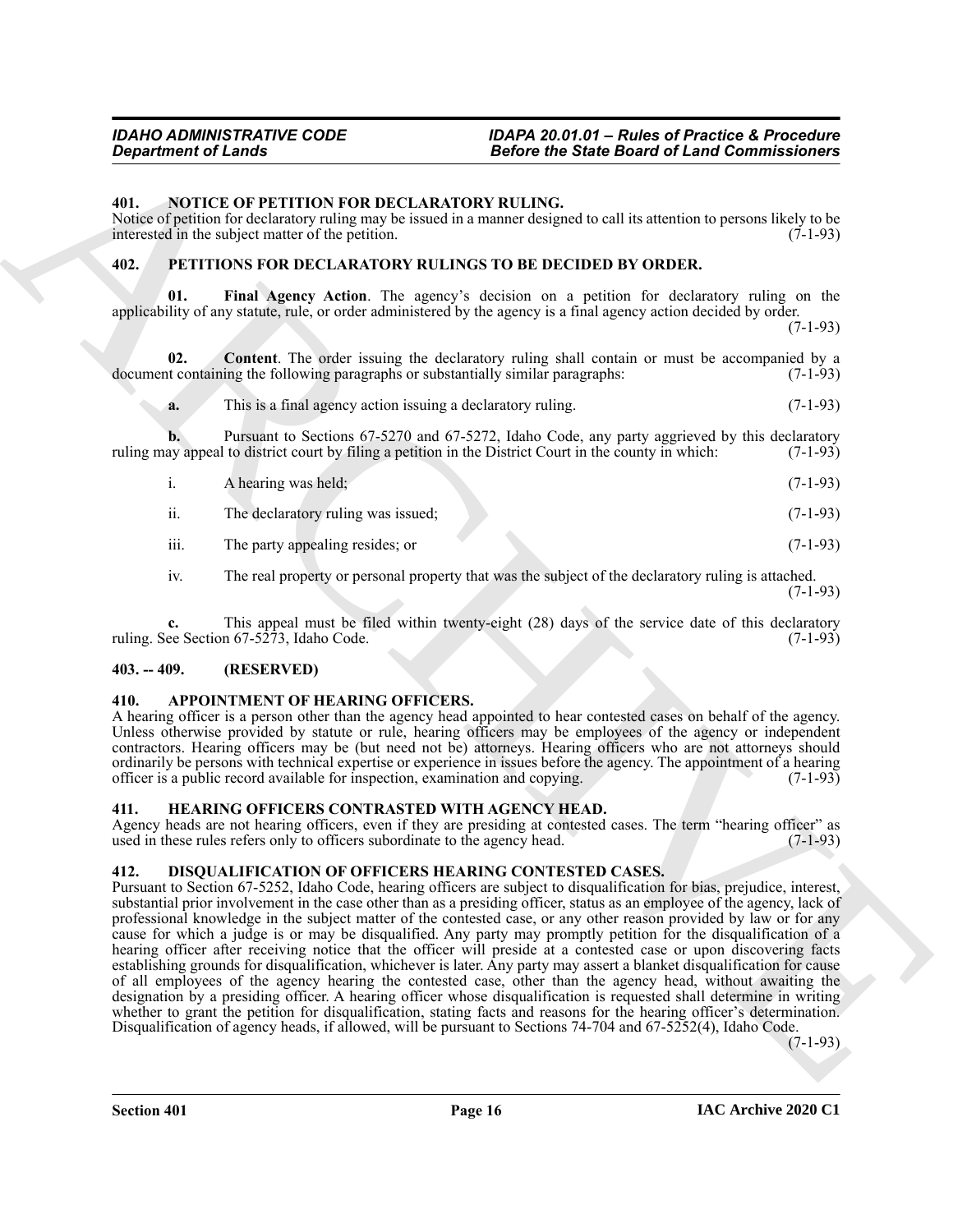### 401. NOTICE OF PETITION FOR DECLARATORY RULING.

Notice of petition for declaratory ruling may be issued in a manner designed to call its attention to persons likely to be interested in the subject matter of the petition. (7-1-93)

### 402. PETITIONS FOR DECLARATORY RULINGS TO BE DECIDED BY ORDER.

**01. Final Agency Action**. The agency's decision on a petition for declaratory ruling on the applicability of any statute, rule, or order administered by the agency is a final agency action decided by order. (7-1-93)

**02. Content**. The order issuing the declaratory ruling shall contain or must be accompanied by a document containing the following paragraphs or substantially similar paragraphs: (7-1-93)

**a.** This is a final agency action issuing a declaratory ruling. (7-1-93)

**b.** Pursuant to Sections 67-5270 and 67-5272, Idaho Code, any party aggrieved by this declaratory ruling may appeal to district court by filing a petition in the District Court in the county in which: (7-1-93)

i. A hearing was held; (7-1-93)

ii. The declaratory ruling was issued; (7-1-93)

iii. The party appealing resides; or (7-1-93)

iv. The real property or personal property that was the subject of the declaratory ruling is attached. (7-1-93)

**c.** This appeal must be filed within twenty-eight (28) days of the service date of this declaratory ruling. See Section 67-5273, Idaho Code. (7-1-93)

### 403. -- 409. (RESERVED)

### 410. APPOINTMENT OF HEARING OFFICERS.

A hearing officer is a person other than the agency head appointed to hear contested cases on behalf of the agency. Unless otherwise provided by statute or rule, hearing officers may be employees of the agency or independent contractors. Hearing officers may be (but need not be) attorneys. Hearing officers who are not attorneys should ordinarily be persons with technical expertise or experience in issues before the agency. The appointment of a hearing officer is a public record available for inspection, examination and copying. (7-1-93)

### 411. HEARING OFFICERS CONTRASTED WITH AGENCY HEAD.

Agency heads are not hearing officers, even if they are presiding at contested cases. The term "hearing officer" as used in these rules refers only to officers subordinate to the agency head. (7-1-93)

### 412. DISQUALIFICATION OF OFFICERS HEARING CONTESTED CASES.

Pursuant to Section 67-5252, Idaho Code, hearing officers are subject to disqualification for bias, prejudice, interest, substantial prior involvement in the case other than as a presiding officer, status as an employee of the agency, lack of professional knowledge in the subject matter of the contested case, or any other reason provided by law or for any cause for which a judge is or may be disqualified. Any party may promptly petition for the disqualification of a hearing officer after receiving notice that the officer will preside at a contested case or upon discovering facts establishing grounds for disqualification, whichever is later. Any party may assert a blanket disqualification for cause of all employees of the agency hearing the contested case, other than the agency head, without awaiting the designation by a presiding officer. A hearing officer whose disqualification is requested shall determine in writing whether to grant the petition for disqualification, stating facts and reasons for the hearing officer's determination. Disqualification of agency heads, if allowed, will be pursuant to Sections 74-704 and 67-5252(4), Idaho Code. (7-1-93)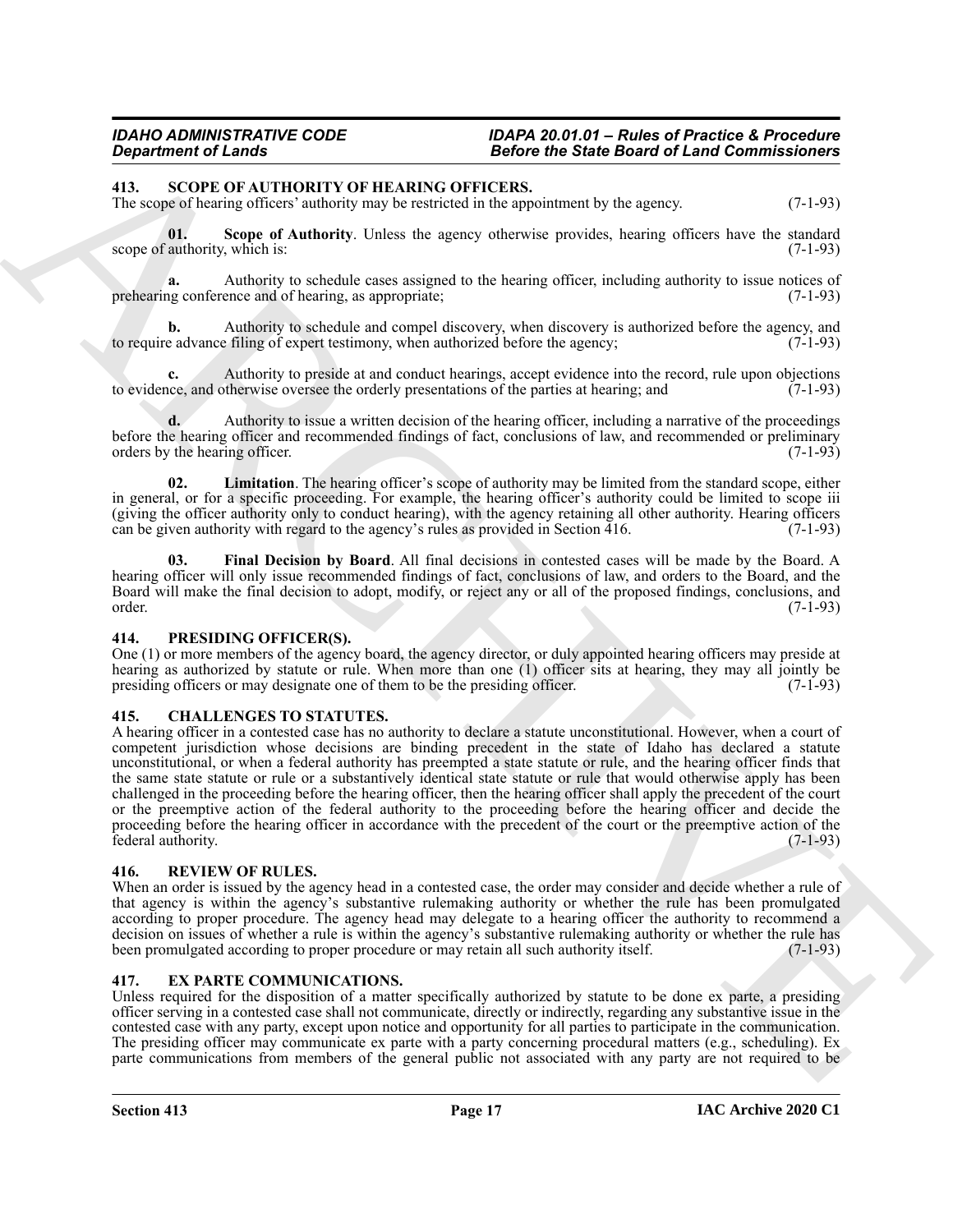## 413. SCOPE OF AUTHORITY OF HEARING OFFICERS.

The scope of hearing officers' authority may be restricted in the appointment by the agency. (7-1-93)

**01. Scope of Authority**. Unless the agency otherwise provides, hearing officers have the standard scope of authority, which is: (7-1-93)

**a.** Authority to schedule cases assigned to the hearing officer, including authority to issue notices of prehearing conference and of hearing, as appropriate; (7-1-93)

**b.** Authority to schedule and compel discovery, when discovery is authorized before the agency, and to require advance filing of expert testimony, when authorized before the agency; (7-1-93)

**c.** Authority to preside at and conduct hearings, accept evidence into the record, rule upon objections to evidence, and otherwise oversee the orderly presentations of the parties at hearing; and (7-1-93)

**d.** Authority to issue a written decision of the hearing officer, including a narrative of the proceedings before the hearing officer and recommended findings of fact, conclusions of law, and recommended or preliminary orders by the hearing officer. (7-1-93)

**02. Limitation**. The hearing officer's scope of authority may be limited from the standard scope, either in general, or for a specific proceeding. For example, the hearing officer's authority could be limited to scope iii (giving the officer authority only to conduct hearing), with the agency retaining all other authority. Hearing officers can be given authority with regard to the agency's rules as provided in Section 416. (7-1-93)

**03. Final Decision by Board**. All final decisions in contested cases will be made by the Board. A hearing officer will only issue recommended findings of fact, conclusions of law, and orders to the Board, and the Board will make the final decision to adopt, modify, or reject any or all of the proposed findings, conclusions, and order. (7-1-93)

## 414. PRESIDING OFFICER(S).

One (1) or more members of the agency board, the agency director, or duly appointed hearing officers may preside at hearing as authorized by statute or rule. When more than one (1) officer sits at hearing, they may all jointly be presiding officers or may designate one of them to be the presiding officer. (7-1-93)

## 415. CHALLENGES TO STATUTES.

A hearing officer in a contested case has no authority to declare a statute unconstitutional. However, when a court of competent jurisdiction whose decisions are binding precedent in the state of Idaho has declared a statute unconstitutional, or when a federal authority has preempted a state statute or rule, and the hearing officer finds that the same state statute or rule or a substantively identical state statute or rule that would otherwise apply has been challenged in the proceeding before the hearing officer, then the hearing officer shall apply the precedent of the court or the preemptive action of the federal authority to the proceeding before the hearing officer and decide the proceeding before the hearing officer in accordance with the precedent of the court or the preemptive action of the federal authority. (7-1-93)

## 416. REVIEW OF RULES.

When an order is issued by the agency head in a contested case, the order may consider and decide whether a rule of that agency is within the agency's substantive rulemaking authority or whether the rule has been promulgated according to proper procedure. The agency head may delegate to a hearing officer the authority to recommend a decision on issues of whether a rule is within the agency's substantive rulemaking authority or whether the rule has been promulgated according to proper procedure or may retain all such authority itself. (7-1-93)

## 417. EX PARTE COMMUNICATIONS.

Unless required for the disposition of a matter specifically authorized by statute to be done ex parte, a presiding officer serving in a contested case shall not communicate, directly or indirectly, regarding any substantive issue in the contested case with any party, except upon notice and opportunity for all parties to participate in the communication. The presiding officer may communicate ex parte with a party concerning procedural matters (e.g., scheduling). Ex parte communications from members of the general public not associated with any party are not required to be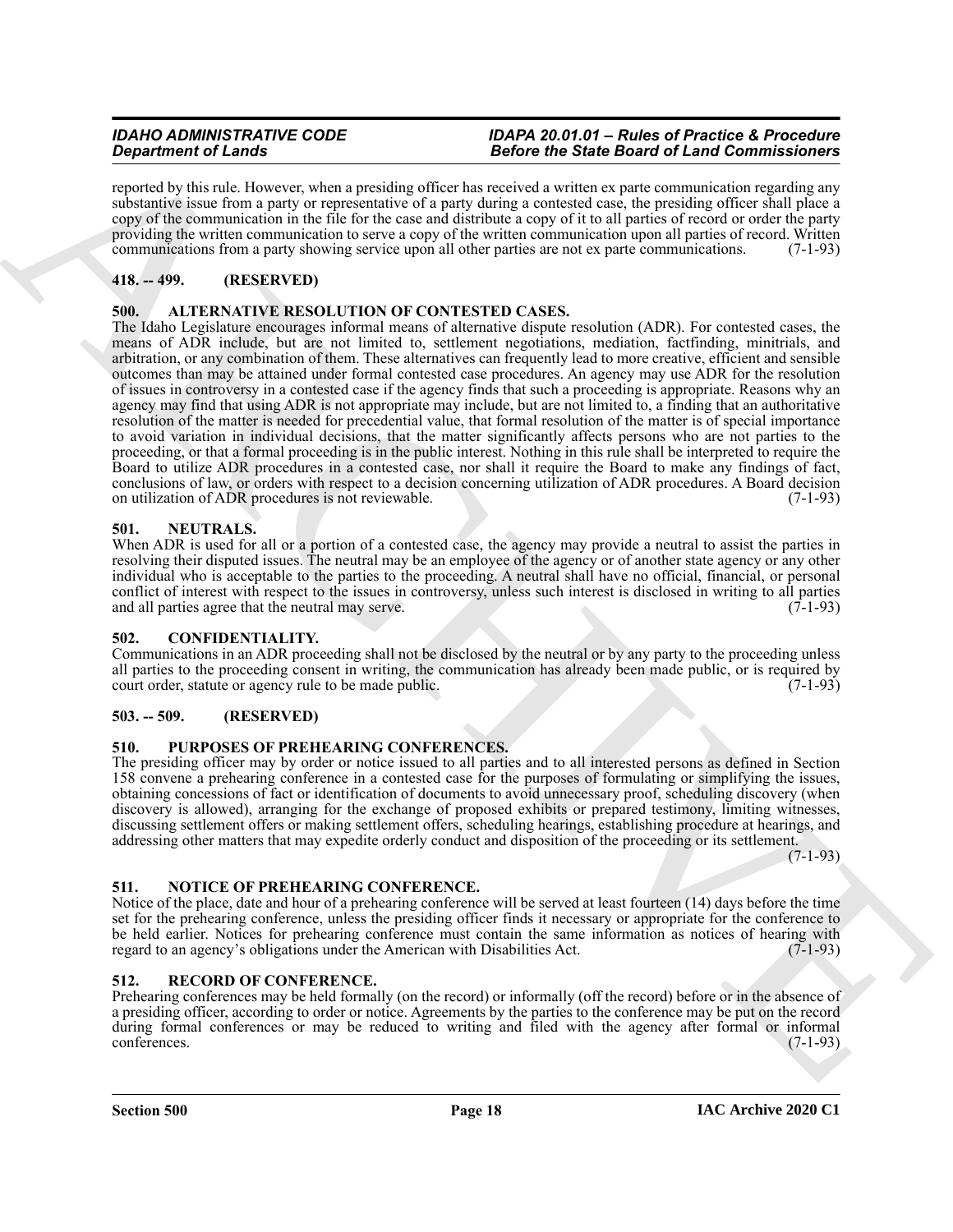reported by this rule. However, when a presiding officer has received a written ex parte communication regarding any substantive issue from a party or representative of a party during a contested case, the presiding officer shall place a copy of the communication in the file for the case and distribute a copy of it to all parties of record or order the party providing the written communication to serve a copy of the written communication upon all parties of record. Written communications from a party showing service upon all other parties are not ex parte communications. (7-1-93)

## 418. -- 499. (RESERVED)

## 500. ALTERNATIVE RESOLUTION OF CONTESTED CASES.

The Idaho Legislature encourages informal means of alternative dispute resolution (ADR). For contested cases, the means of ADR include, but are not limited to, settlement negotiations, mediation, factfinding, minitrials, and arbitration, or any combination of them. These alternatives can frequently lead to more creative, efficient and sensible outcomes than may be attained under formal contested case procedures. An agency may use ADR for the resolution of issues in controversy in a contested case if the agency finds that such a proceeding is appropriate. Reasons why an agency may find that using ADR is not appropriate may include, but are not limited to, a finding that an authoritative resolution of the matter is needed for precedential value, that formal resolution of the matter is of special importance to avoid variation in individual decisions, that the matter significantly affects persons who are not parties to the proceeding, or that a formal proceeding is in the public interest. Nothing in this rule shall be interpreted to require the Board to utilize ADR procedures in a contested case, nor shall it require the Board to make any findings of fact, conclusions of law, or orders with respect to a decision concerning utilization of ADR procedures. A Board decision on utilization of ADR procedures is not reviewable. (7-1-93)

## 501. NEUTRALS.

When ADR is used for all or a portion of a contested case, the agency may provide a neutral to assist the parties in resolving their disputed issues. The neutral may be an employee of the agency or of another state agency or any other individual who is acceptable to the parties to the proceeding. A neutral shall have no official, financial, or personal conflict of interest with respect to the issues in controversy, unless such interest is disclosed in writing to all parties and all parties agree that the neutral may serve. (7-1-93)

## 502. CONFIDENTIALITY.

Communications in an ADR proceeding shall not be disclosed by the neutral or by any party to the proceeding unless all parties to the proceeding consent in writing, the communication has already been made public, or is required by court order, statute or agency rule to be made public. (7-1-93)

## 503. -- 509. (RESERVED)

## 510. PURPOSES OF PREHEARING CONFERENCES.

The presiding officer may by order or notice issued to all parties and to all interested persons as defined in Section 158 convene a prehearing conference in a contested case for the purposes of formulating or simplifying the issues, obtaining concessions of fact or identification of documents to avoid unnecessary proof, scheduling discovery (when discovery is allowed), arranging for the exchange of proposed exhibits or prepared testimony, limiting witnesses, discussing settlement offers or making settlement offers, scheduling hearings, establishing procedure at hearings, and addressing other matters that may expedite orderly conduct and disposition of the proceeding or its settlement. (7-1-93)

## 511. NOTICE OF PREHEARING CONFERENCE.

Notice of the place, date and hour of a prehearing conference will be served at least fourteen (14) days before the time set for the prehearing conference, unless the presiding officer finds it necessary or appropriate for the conference to be held earlier. Notices for prehearing conference must contain the same information as notices of hearing with regard to an agency's obligations under the American with Disabilities Act. (7-1-93)

## 512. RECORD OF CONFERENCE.

Prehearing conferences may be held formally (on the record) or informally (off the record) before or in the absence of a presiding officer, according to order or notice. Agreements by the parties to the conference may be put on the record during formal conferences or may be reduced to writing and filed with the agency after formal or informal conferences. (7-1-93)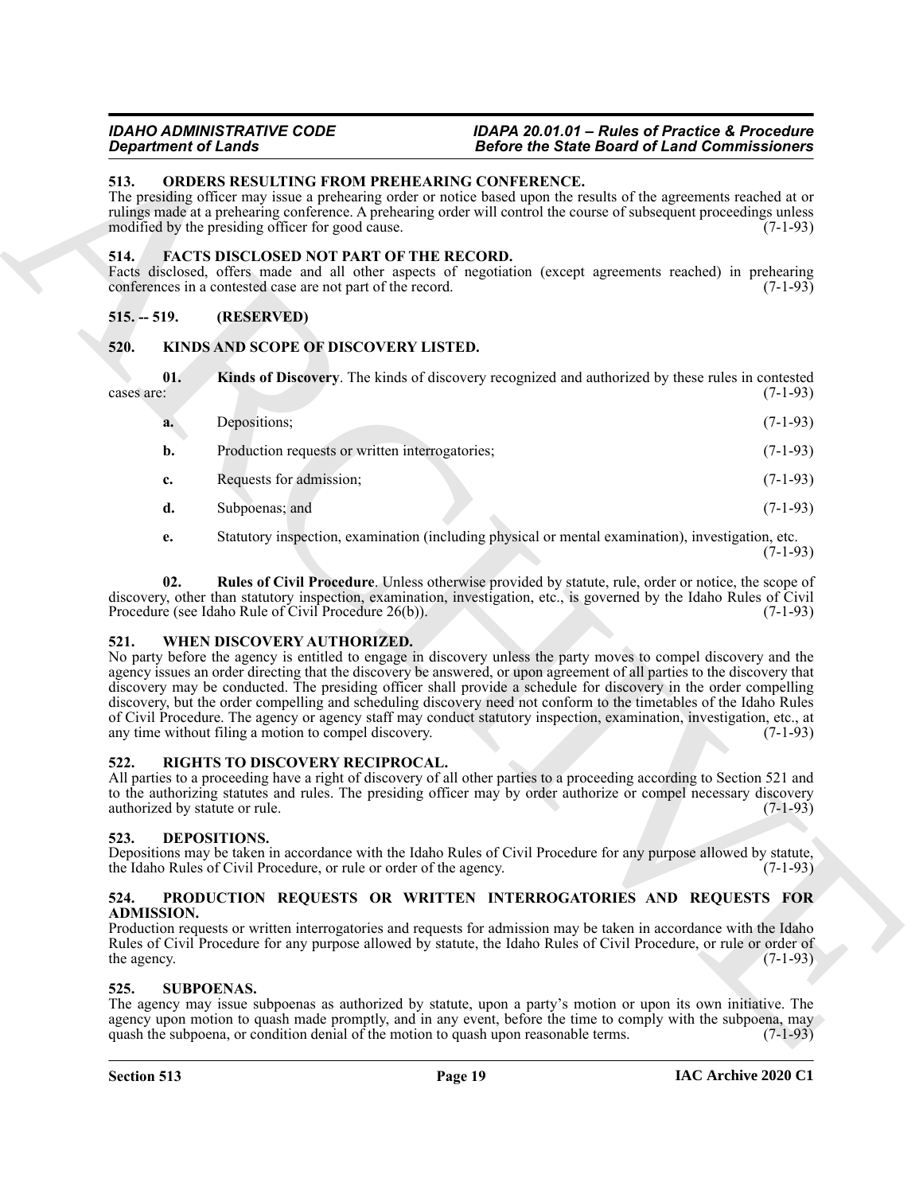### 513. ORDERS RESULTING FROM PREHEARING CONFERENCE.

The presiding officer may issue a prehearing order or notice based upon the results of the agreements reached at or rulings made at a prehearing conference. A prehearing order will control the course of subsequent proceedings unless modified by the presiding officer for good cause. (7-1-93)

### 514. FACTS DISCLOSED NOT PART OF THE RECORD.

Facts disclosed, offers made and all other aspects of negotiation (except agreements reached) in prehearing conferences in a contested case are not part of the record. (7-1-93)

### 515. -- 519. (RESERVED)

### 520. KINDS AND SCOPE OF DISCOVERY LISTED.

**01. Kinds of Discovery**. The kinds of discovery recognized and authorized by these rules in contested cases are: (7-1-93)

**a.** Depositions; (7-1-93)

**b.** Production requests or written interrogatories; (7-1-93)

**c.** Requests for admission; (7-1-93)

**d.** Subpoenas; and (7-1-93)

**e.** Statutory inspection, examination (including physical or mental examination), investigation, etc. (7-1-93)

**02. Rules of Civil Procedure**. Unless otherwise provided by statute, rule, order or notice, the scope of discovery, other than statutory inspection, examination, investigation, etc., is governed by the Idaho Rules of Civil Procedure (see Idaho Rule of Civil Procedure 26(b)). (7-1-93)

### 521. WHEN DISCOVERY AUTHORIZED.

No party before the agency is entitled to engage in discovery unless the party moves to compel discovery and the agency issues an order directing that the discovery be answered, or upon agreement of all parties to the discovery that discovery may be conducted. The presiding officer shall provide a schedule for discovery in the order compelling discovery, but the order compelling and scheduling discovery need not conform to the timetables of the Idaho Rules of Civil Procedure. The agency or agency staff may conduct statutory inspection, examination, investigation, etc., at any time without filing a motion to compel discovery. (7-1-93)

### 522. RIGHTS TO DISCOVERY RECIPROCAL.

All parties to a proceeding have a right of discovery of all other parties to a proceeding according to Section 521 and to the authorizing statutes and rules. The presiding officer may by order authorize or compel necessary discovery authorized by statute or rule. (7-1-93)

### 523. DEPOSITIONS.

Depositions may be taken in accordance with the Idaho Rules of Civil Procedure for any purpose allowed by statute, the Idaho Rules of Civil Procedure, or rule or order of the agency. (7-1-93)

### 524. PRODUCTION REQUESTS OR WRITTEN INTERROGATORIES AND REQUESTS FOR ADMISSION.

Production requests or written interrogatories and requests for admission may be taken in accordance with the Idaho Rules of Civil Procedure for any purpose allowed by statute, the Idaho Rules of Civil Procedure, or rule or order of the agency. (7-1-93)

### 525. SUBPOENAS.

The agency may issue subpoenas as authorized by statute, upon a party's motion or upon its own initiative. The agency upon motion to quash made promptly, and in any event, before the time to comply with the subpoena, may quash the subpoena, or condition denial of the motion to quash upon reasonable terms. (7-1-93)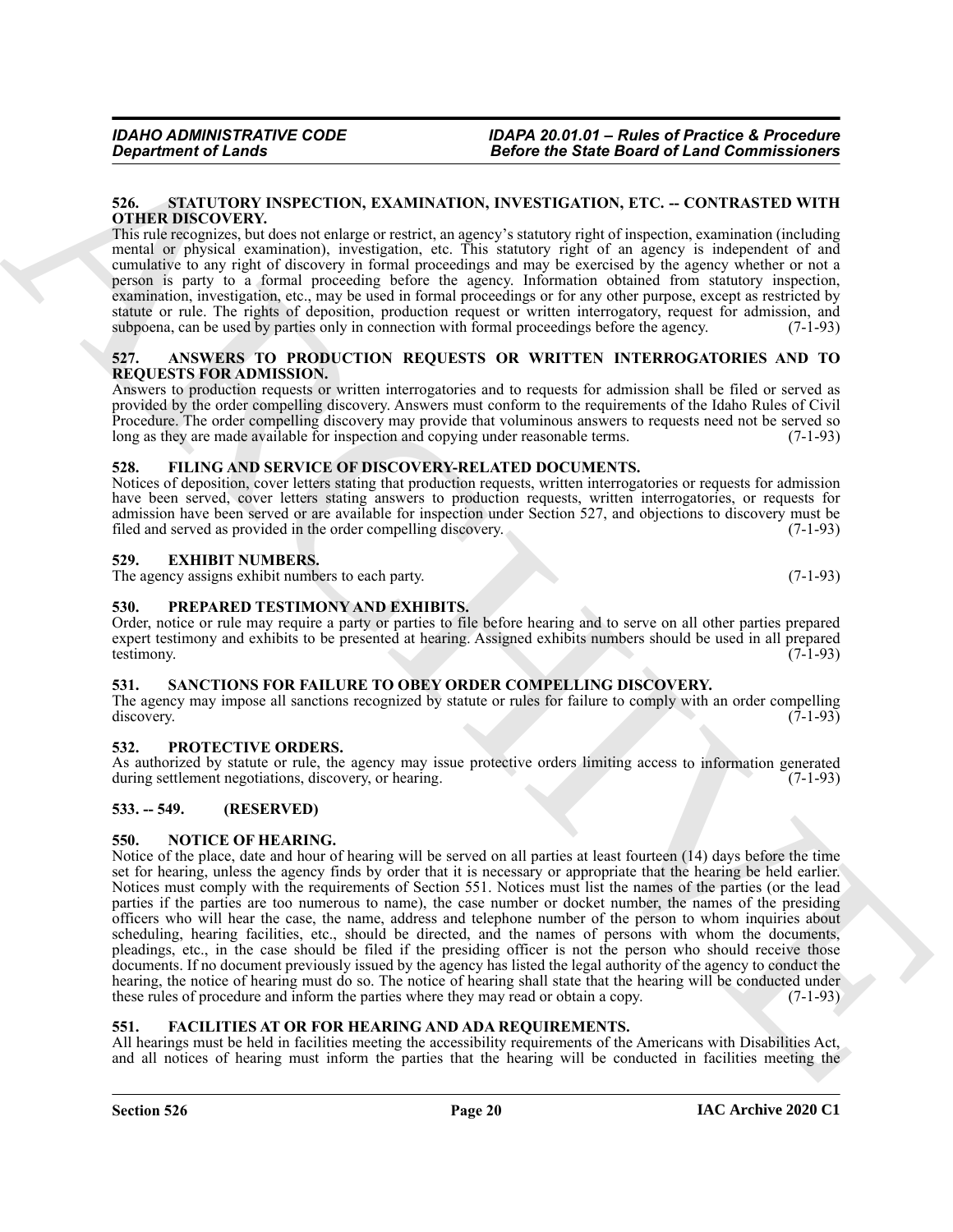### 526. STATUTORY INSPECTION, EXAMINATION, INVESTIGATION, ETC. -- CONTRASTED WITH OTHER DISCOVERY.

This rule recognizes, but does not enlarge or restrict, an agency's statutory right of inspection, examination (including mental or physical examination), investigation, etc. This statutory right of an agency is independent of and cumulative to any right of discovery in formal proceedings and may be exercised by the agency whether or not a person is party to a formal proceeding before the agency. Information obtained from statutory inspection, examination, investigation, etc., may be used in formal proceedings or for any other purpose, except as restricted by statute or rule. The rights of deposition, production request or written interrogatory, request for admission, and subpoena, can be used by parties only in connection with formal proceedings before the agency. (7-1-93)

### 527. ANSWERS TO PRODUCTION REQUESTS OR WRITTEN INTERROGATORIES AND TO REQUESTS FOR ADMISSION.

Answers to production requests or written interrogatories and to requests for admission shall be filed or served as provided by the order compelling discovery. Answers must conform to the requirements of the Idaho Rules of Civil Procedure. The order compelling discovery may provide that voluminous answers to requests need not be served so long as they are made available for inspection and copying under reasonable terms. (7-1-93)

### 528. FILING AND SERVICE OF DISCOVERY-RELATED DOCUMENTS.

Notices of deposition, cover letters stating that production requests, written interrogatories or requests for admission have been served, cover letters stating answers to production requests, written interrogatories, or requests for admission have been served or are available for inspection under Section 527, and objections to discovery must be filed and served as provided in the order compelling discovery. (7-1-93)

### 529. EXHIBIT NUMBERS.

The agency assigns exhibit numbers to each party. (7-1-93)

### 530. PREPARED TESTIMONY AND EXHIBITS.

Order, notice or rule may require a party or parties to file before hearing and to serve on all other parties prepared expert testimony and exhibits to be presented at hearing. Assigned exhibits numbers should be used in all prepared testimony. (7-1-93)

### 531. SANCTIONS FOR FAILURE TO OBEY ORDER COMPELLING DISCOVERY.

The agency may impose all sanctions recognized by statute or rules for failure to comply with an order compelling discovery. (7-1-93)

### 532. PROTECTIVE ORDERS.

As authorized by statute or rule, the agency may issue protective orders limiting access to information generated during settlement negotiations, discovery, or hearing. (7-1-93)

### 533. -- 549. (RESERVED)

### 550. NOTICE OF HEARING.

Notice of the place, date and hour of hearing will be served on all parties at least fourteen (14) days before the time set for hearing, unless the agency finds by order that it is necessary or appropriate that the hearing be held earlier. Notices must comply with the requirements of Section 551. Notices must list the names of the parties (or the lead parties if the parties are too numerous to name), the case number or docket number, the names of the presiding officers who will hear the case, the name, address and telephone number of the person to whom inquiries about scheduling, hearing facilities, etc., should be directed, and the names of persons with whom the documents, pleadings, etc., in the case should be filed if the presiding officer is not the person who should receive those documents. If no document previously issued by the agency has listed the legal authority of the agency to conduct the hearing, the notice of hearing must do so. The notice of hearing shall state that the hearing will be conducted under these rules of procedure and inform the parties where they may read or obtain a copy. (7-1-93)

### 551. FACILITIES AT OR FOR HEARING AND ADA REQUIREMENTS.

All hearings must be held in facilities meeting the accessibility requirements of the Americans with Disabilities Act, and all notices of hearing must inform the parties that the hearing will be conducted in facilities meeting the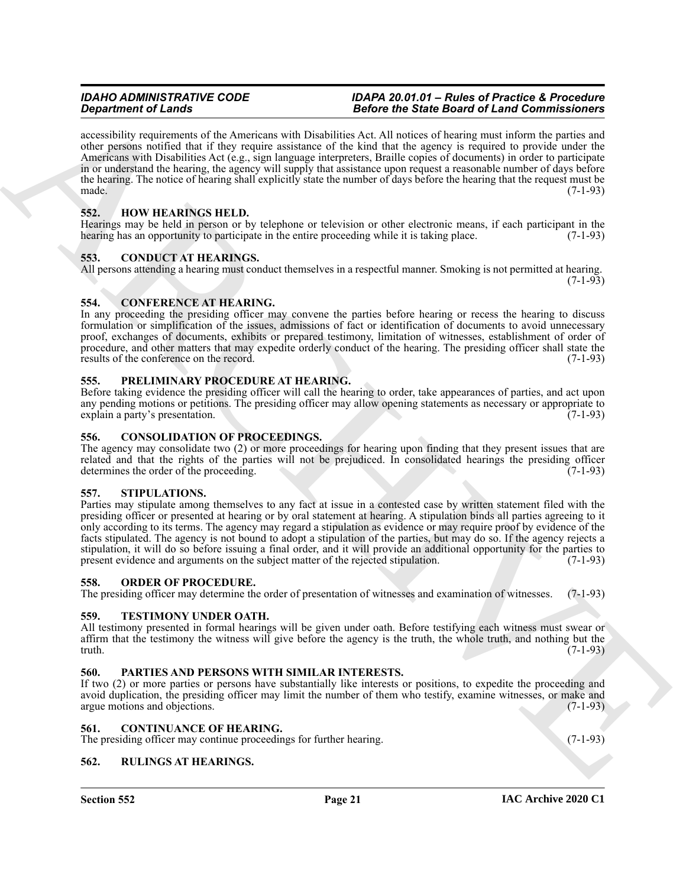accessibility requirements of the Americans with Disabilities Act. All notices of hearing must inform the parties and other persons notified that if they require assistance of the kind that the agency is required to provide under the Americans with Disabilities Act (e.g., sign language interpreters, Braille copies of documents) in order to participate in or understand the hearing, the agency will supply that assistance upon request a reasonable number of days before the hearing. The notice of hearing shall explicitly state the number of days before the hearing that the request must be made. (7-1-93)

### 552. HOW HEARINGS HELD.

Hearings may be held in person or by telephone or television or other electronic means, if each participant in the hearing has an opportunity to participate in the entire proceeding while it is taking place. (7-1-93)

### 553. CONDUCT AT HEARINGS.

All persons attending a hearing must conduct themselves in a respectful manner. Smoking is not permitted at hearing. (7-1-93)

### 554. CONFERENCE AT HEARING.

In any proceeding the presiding officer may convene the parties before hearing or recess the hearing to discuss formulation or simplification of the issues, admissions of fact or identification of documents to avoid unnecessary proof, exchanges of documents, exhibits or prepared testimony, limitation of witnesses, establishment of order of procedure, and other matters that may expedite orderly conduct of the hearing. The presiding officer shall state the results of the conference on the record. (7-1-93)

### 555. PRELIMINARY PROCEDURE AT HEARING.

Before taking evidence the presiding officer will call the hearing to order, take appearances of parties, and act upon any pending motions or petitions. The presiding officer may allow opening statements as necessary or appropriate to explain a party's presentation. (7-1-93)

### 556. CONSOLIDATION OF PROCEEDINGS.

The agency may consolidate two (2) or more proceedings for hearing upon finding that they present issues that are related and that the rights of the parties will not be prejudiced. In consolidated hearings the presiding officer determines the order of the proceeding. (7-1-93)

### 557. STIPULATIONS.

Parties may stipulate among themselves to any fact at issue in a contested case by written statement filed with the presiding officer or presented at hearing or by oral statement at hearing. A stipulation binds all parties agreeing to it only according to its terms. The agency may regard a stipulation as evidence or may require proof by evidence of the facts stipulated. The agency is not bound to adopt a stipulation of the parties, but may do so. If the agency rejects a stipulation, it will do so before issuing a final order, and it will provide an additional opportunity for the parties to present evidence and arguments on the subject matter of the rejected stipulation. (7-1-93)

### 558. ORDER OF PROCEDURE.

The presiding officer may determine the order of presentation of witnesses and examination of witnesses. (7-1-93)

### 559. TESTIMONY UNDER OATH.

All testimony presented in formal hearings will be given under oath. Before testifying each witness must swear or affirm that the testimony the witness will give before the agency is the truth, the whole truth, and nothing but the truth. (7-1-93)

### 560. PARTIES AND PERSONS WITH SIMILAR INTERESTS.

If two (2) or more parties or persons have substantially like interests or positions, to expedite the proceeding and avoid duplication, the presiding officer may limit the number of them who testify, examine witnesses, or make and argue motions and objections. (7-1-93)

### 561. CONTINUANCE OF HEARING.

The presiding officer may continue proceedings for further hearing. (7-1-93)

### 562. RULINGS AT HEARINGS.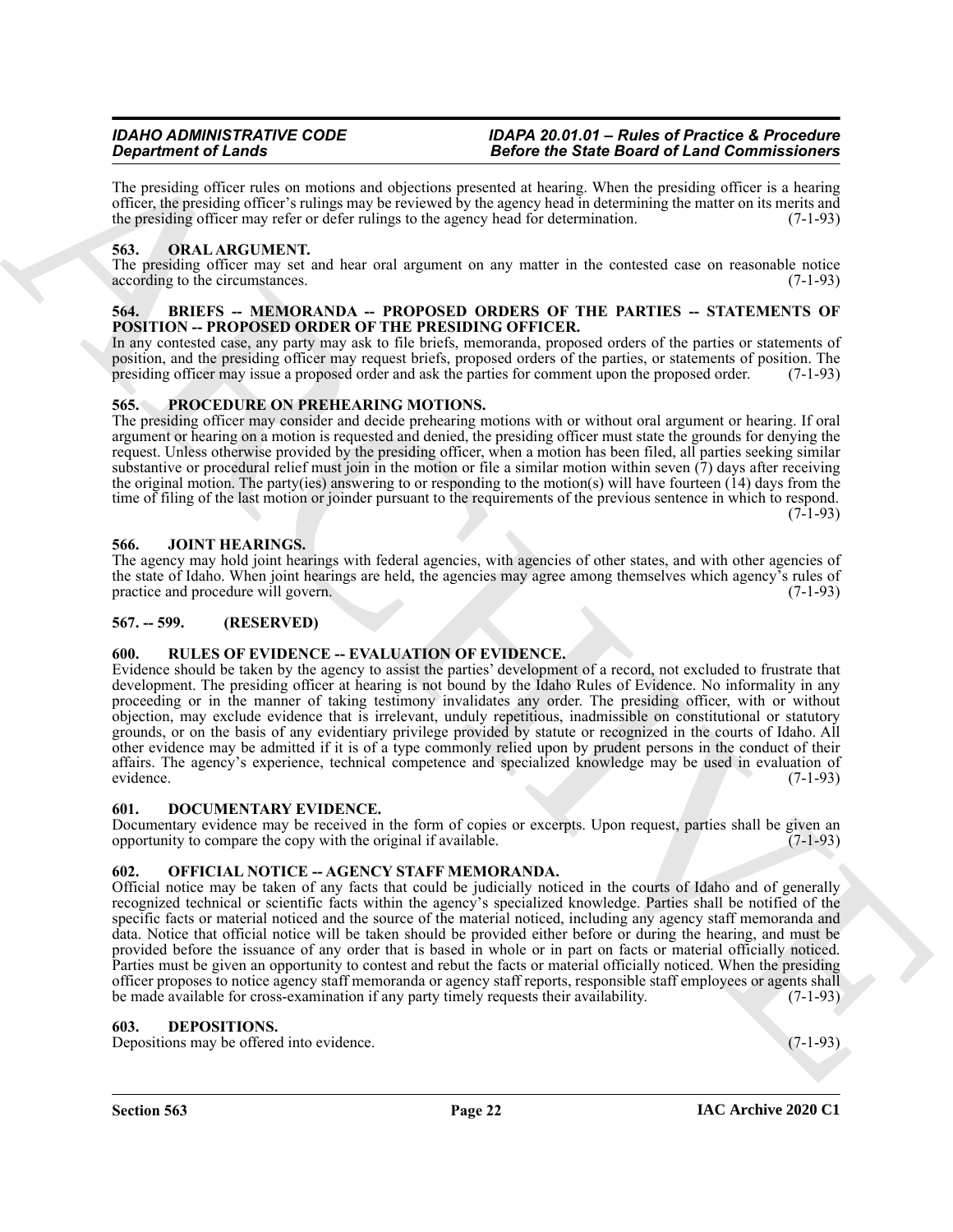The presiding officer rules on motions and objections presented at hearing. When the presiding officer is a hearing officer, the presiding officer's rulings may be reviewed by the agency head in determining the matter on its merits and the presiding officer may refer or defer rulings to the agency head for determination. (7-1-93)

### 563. ORAL ARGUMENT.

The presiding officer may set and hear oral argument on any matter in the contested case on reasonable notice according to the circumstances. (7-1-93)

### 564. BRIEFS -- MEMORANDA -- PROPOSED ORDERS OF THE PARTIES -- STATEMENTS OF POSITION -- PROPOSED ORDER OF THE PRESIDING OFFICER.

In any contested case, any party may ask to file briefs, memoranda, proposed orders of the parties or statements of position, and the presiding officer may request briefs, proposed orders of the parties, or statements of position. The presiding officer may issue a proposed order and ask the parties for comment upon the proposed order. (7-1-93)

### 565. PROCEDURE ON PREHEARING MOTIONS.

The presiding officer may consider and decide prehearing motions with or without oral argument or hearing. If oral argument or hearing on a motion is requested and denied, the presiding officer must state the grounds for denying the request. Unless otherwise provided by the presiding officer, when a motion has been filed, all parties seeking similar substantive or procedural relief must join in the motion or file a similar motion within seven (7) days after receiving the original motion. The party(ies) answering to or responding to the motion(s) will have fourteen (14) days from the time of filing of the last motion or joinder pursuant to the requirements of the previous sentence in which to respond. (7-1-93)

### 566. JOINT HEARINGS.

The agency may hold joint hearings with federal agencies, with agencies of other states, and with other agencies of the state of Idaho. When joint hearings are held, the agencies may agree among themselves which agency's rules of practice and procedure will govern. (7-1-93)

### 567. -- 599. (RESERVED)

### 600. RULES OF EVIDENCE -- EVALUATION OF EVIDENCE.

Evidence should be taken by the agency to assist the parties' development of a record, not excluded to frustrate that development. The presiding officer at hearing is not bound by the Idaho Rules of Evidence. No informality in any proceeding or in the manner of taking testimony invalidates any order. The presiding officer, with or without objection, may exclude evidence that is irrelevant, unduly repetitious, inadmissible on constitutional or statutory grounds, or on the basis of any evidentiary privilege provided by statute or recognized in the courts of Idaho. All other evidence may be admitted if it is of a type commonly relied upon by prudent persons in the conduct of their affairs. The agency's experience, technical competence and specialized knowledge may be used in evaluation of evidence. (7-1-93)

### 601. DOCUMENTARY EVIDENCE.

Documentary evidence may be received in the form of copies or excerpts. Upon request, parties shall be given an opportunity to compare the copy with the original if available. (7-1-93)

### 602. OFFICIAL NOTICE -- AGENCY STAFF MEMORANDA.

Official notice may be taken of any facts that could be judicially noticed in the courts of Idaho and of generally recognized technical or scientific facts within the agency's specialized knowledge. Parties shall be notified of the specific facts or material noticed and the source of the material noticed, including any agency staff memoranda and data. Notice that official notice will be taken should be provided either before or during the hearing, and must be provided before the issuance of any order that is based in whole or in part on facts or material officially noticed. Parties must be given an opportunity to contest and rebut the facts or material officially noticed. When the presiding officer proposes to notice agency staff memoranda or agency staff reports, responsible staff employees or agents shall be made available for cross-examination if any party timely requests their availability. (7-1-93)

### 603. DEPOSITIONS.

Depositions may be offered into evidence. (7-1-93)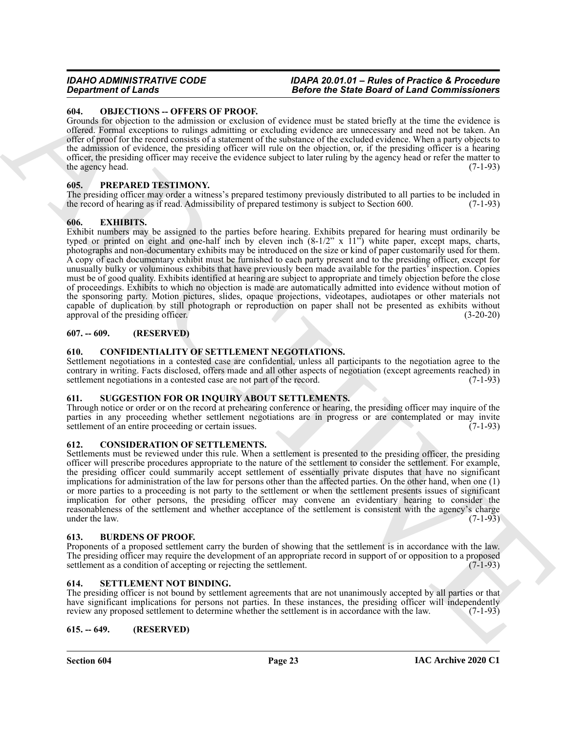## 604. OBJECTIONS -- OFFERS OF PROOF.

Grounds for objection to the admission or exclusion of evidence must be stated briefly at the time the evidence is offered. Formal exceptions to rulings admitting or excluding evidence are unnecessary and need not be taken. An offer of proof for the record consists of a statement of the substance of the excluded evidence. When a party objects to the admission of evidence, the presiding officer will rule on the objection, or, if the presiding officer is a hearing officer, the presiding officer may receive the evidence subject to later ruling by the agency head or refer the matter to the agency head. (7-1-93)

## 605. PREPARED TESTIMONY.

The presiding officer may order a witness's prepared testimony previously distributed to all parties to be included in the record of hearing as if read. Admissibility of prepared testimony is subject to Section 600. (7-1-93)

## 606. EXHIBITS.

Exhibit numbers may be assigned to the parties before hearing. Exhibits prepared for hearing must ordinarily be typed or printed on eight and one-half inch by eleven inch (8-1/2" x 11") white paper, except maps, charts, photographs and non-documentary exhibits may be introduced on the size or kind of paper customarily used for them. A copy of each documentary exhibit must be furnished to each party present and to the presiding officer, except for unusually bulky or voluminous exhibits that have previously been made available for the parties' inspection. Copies must be of good quality. Exhibits identified at hearing are subject to appropriate and timely objection before the close of proceedings. Exhibits to which no objection is made are automatically admitted into evidence without motion of the sponsoring party. Motion pictures, slides, opaque projections, videotapes, audiotapes or other materials not capable of duplication by still photograph or reproduction on paper shall not be presented as exhibits without approval of the presiding officer. (3-20-20)

## 607. -- 609. (RESERVED)

## 610. CONFIDENTIALITY OF SETTLEMENT NEGOTIATIONS.

Settlement negotiations in a contested case are confidential, unless all participants to the negotiation agree to the contrary in writing. Facts disclosed, offers made and all other aspects of negotiation (except agreements reached) in settlement negotiations in a contested case are not part of the record. (7-1-93)

## 611. SUGGESTION FOR OR INQUIRY ABOUT SETTLEMENTS.

Through notice or order or on the record at prehearing conference or hearing, the presiding officer may inquire of the parties in any proceeding whether settlement negotiations are in progress or are contemplated or may invite settlement of an entire proceeding or certain issues. (7-1-93)

## 612. CONSIDERATION OF SETTLEMENTS.

Settlements must be reviewed under this rule. When a settlement is presented to the presiding officer, the presiding officer will prescribe procedures appropriate to the nature of the settlement to consider the settlement. For example, the presiding officer could summarily accept settlement of essentially private disputes that have no significant implications for administration of the law for persons other than the affected parties. On the other hand, when one (1) or more parties to a proceeding is not party to the settlement or when the settlement presents issues of significant implication for other persons, the presiding officer may convene an evidentiary hearing to consider the reasonableness of the settlement and whether acceptance of the settlement is consistent with the agency's charge under the law. (7-1-93)

## 613. BURDENS OF PROOF.

Proponents of a proposed settlement carry the burden of showing that the settlement is in accordance with the law. The presiding officer may require the development of an appropriate record in support of or opposition to a proposed settlement as a condition of accepting or rejecting the settlement. (7-1-93)

## 614. SETTLEMENT NOT BINDING.

The presiding officer is not bound by settlement agreements that are not unanimously accepted by all parties or that have significant implications for persons not parties. In these instances, the presiding officer will independently review any proposed settlement to determine whether the settlement is in accordance with the law. (7-1-93)

## 615. -- 649. (RESERVED)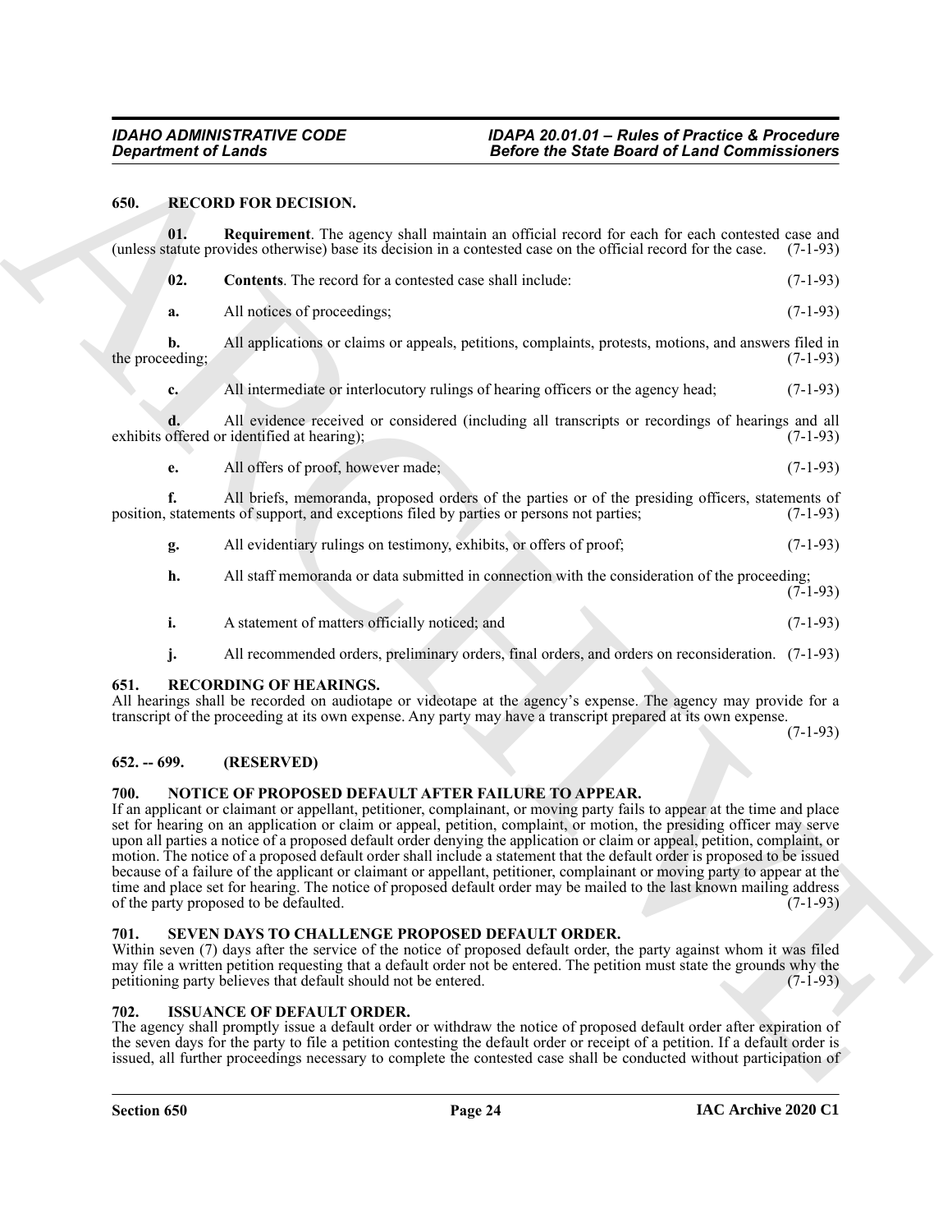## 650. RECORD FOR DECISION.

**01. Requirement**. The agency shall maintain an official record for each for each contested case and (unless statute provides otherwise) base its decision in a contested case on the official record for the case. (7-1-93)

**02. Contents**. The record for a contested case shall include: (7-1-93)

**a.** All notices of proceedings; (7-1-93)

**b.** All applications or claims or appeals, petitions, complaints, protests, motions, and answers filed in the proceeding; (7-1-93)

**c.** All intermediate or interlocutory rulings of hearing officers or the agency head; (7-1-93)

**d.** All evidence received or considered (including all transcripts or recordings of hearings and all exhibits offered or identified at hearing); (7-1-93)

**e.** All offers of proof, however made; (7-1-93)

**f.** All briefs, memoranda, proposed orders of the parties or of the presiding officers, statements of position, statements of support, and exceptions filed by parties or persons not parties; (7-1-93)

**g.** All evidentiary rulings on testimony, exhibits, or offers of proof; (7-1-93)

**h.** All staff memoranda or data submitted in connection with the consideration of the proceeding; (7-1-93)

**i.** A statement of matters officially noticed; and (7-1-93)

**j.** All recommended orders, preliminary orders, final orders, and orders on reconsideration. (7-1-93)

## 651. RECORDING OF HEARINGS.

All hearings shall be recorded on audiotape or videotape at the agency's expense. The agency may provide for a transcript of the proceeding at its own expense. Any party may have a transcript prepared at its own expense. (7-1-93)

## 652. -- 699. (RESERVED)

## 700. NOTICE OF PROPOSED DEFAULT AFTER FAILURE TO APPEAR.

If an applicant or claimant or appellant, petitioner, complainant, or moving party fails to appear at the time and place set for hearing on an application or claim or appeal, petition, complaint, or motion, the presiding officer may serve upon all parties a notice of a proposed default order denying the application or claim or appeal, petition, complaint, or motion. The notice of a proposed default order shall include a statement that the default order is proposed to be issued because of a failure of the applicant or claimant or appellant, petitioner, complainant or moving party to appear at the time and place set for hearing. The notice of proposed default order may be mailed to the last known mailing address of the party proposed to be defaulted. (7-1-93)

## 701. SEVEN DAYS TO CHALLENGE PROPOSED DEFAULT ORDER.

Within seven (7) days after the service of the notice of proposed default order, the party against whom it was filed may file a written petition requesting that a default order not be entered. The petition must state the grounds why the petitioning party believes that default should not be entered. (7-1-93)

## 702. ISSUANCE OF DEFAULT ORDER.

The agency shall promptly issue a default order or withdraw the notice of proposed default order after expiration of the seven days for the party to file a petition contesting the default order or receipt of a petition. If a default order is issued, all further proceedings necessary to complete the contested case shall be conducted without participation of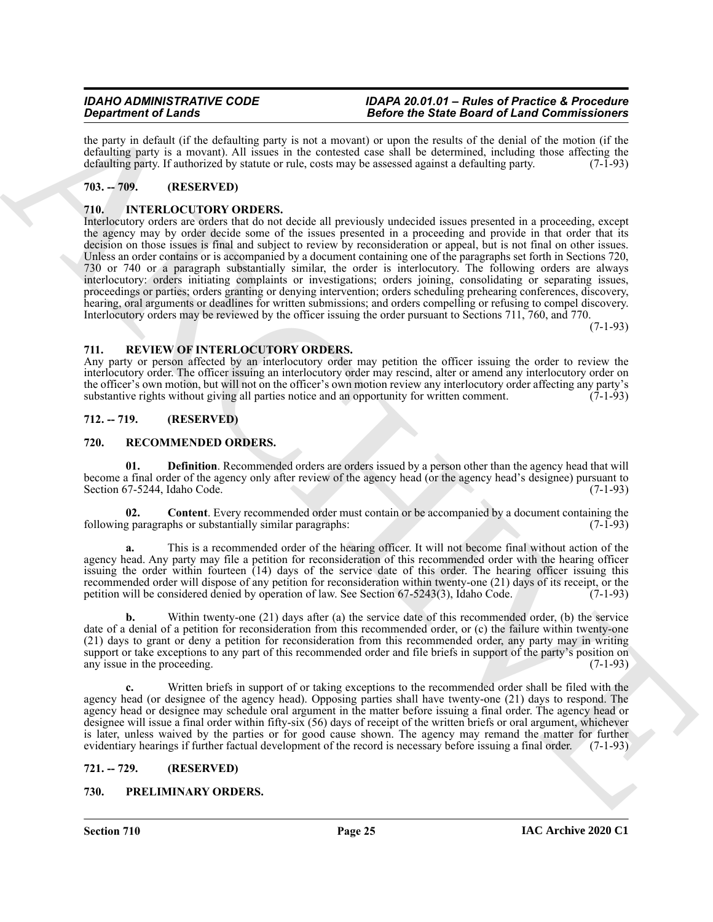the party in default (if the defaulting party is not a movant) or upon the results of the denial of the motion (if the defaulting party is a movant). All issues in the contested case shall be determined, including those affecting the defaulting party. If authorized by statute or rule, costs may be assessed against a defaulting party. (7-1-93)

## 703. -- 709. (RESERVED)

## 710. INTERLOCUTORY ORDERS.

Interlocutory orders are orders that do not decide all previously undecided issues presented in a proceeding, except the agency may by order decide some of the issues presented in a proceeding and provide in that order that its decision on those issues is final and subject to review by reconsideration or appeal, but is not final on other issues. Unless an order contains or is accompanied by a document containing one of the paragraphs set forth in Sections 720, 730 or 740 or a paragraph substantially similar, the order is interlocutory. The following orders are always interlocutory: orders initiating complaints or investigations; orders joining, consolidating or separating issues, proceedings or parties; orders granting or denying intervention; orders scheduling prehearing conferences, discovery, hearing, oral arguments or deadlines for written submissions; and orders compelling or refusing to compel discovery. Interlocutory orders may be reviewed by the officer issuing the order pursuant to Sections 711, 760, and 770. (7-1-93)

## 711. REVIEW OF INTERLOCUTORY ORDERS.

Any party or person affected by an interlocutory order may petition the officer issuing the order to review the interlocutory order. The officer issuing an interlocutory order may rescind, alter or amend any interlocutory order on the officer's own motion, but will not on the officer's own motion review any interlocutory order affecting any party's substantive rights without giving all parties notice and an opportunity for written comment. (7-1-93)

## 712. -- 719. (RESERVED)

## 720. RECOMMENDED ORDERS.

**01. Definition**. Recommended orders are orders issued by a person other than the agency head that will become a final order of the agency only after review of the agency head (or the agency head's designee) pursuant to Section 67-5244, Idaho Code. (7-1-93)

**02. Content**. Every recommended order must contain or be accompanied by a document containing the following paragraphs or substantially similar paragraphs: (7-1-93)

**a.** This is a recommended order of the hearing officer. It will not become final without action of the agency head. Any party may file a petition for reconsideration of this recommended order with the hearing officer issuing the order within fourteen (14) days of the service date of this order. The hearing officer issuing this recommended order will dispose of any petition for reconsideration within twenty-one (21) days of its receipt, or the petition will be considered denied by operation of law. See Section 67-5243(3), Idaho Code. (7-1-93)

**b.** Within twenty-one (21) days after (a) the service date of this recommended order, (b) the service date of a denial of a petition for reconsideration from this recommended order, or (c) the failure within twenty-one (21) days to grant or deny a petition for reconsideration from this recommended order, any party may in writing support or take exceptions to any part of this recommended order and file briefs in support of the party's position on any issue in the proceeding. (7-1-93)

**c.** Written briefs in support of or taking exceptions to the recommended order shall be filed with the agency head (or designee of the agency head). Opposing parties shall have twenty-one (21) days to respond. The agency head or designee may schedule oral argument in the matter before issuing a final order. The agency head or designee will issue a final order within fifty-six (56) days of receipt of the written briefs or oral argument, whichever is later, unless waived by the parties or for good cause shown. The agency may remand the matter for further evidentiary hearings if further factual development of the record is necessary before issuing a final order. (7-1-93)

## 721. -- 729. (RESERVED)

## 730. PRELIMINARY ORDERS.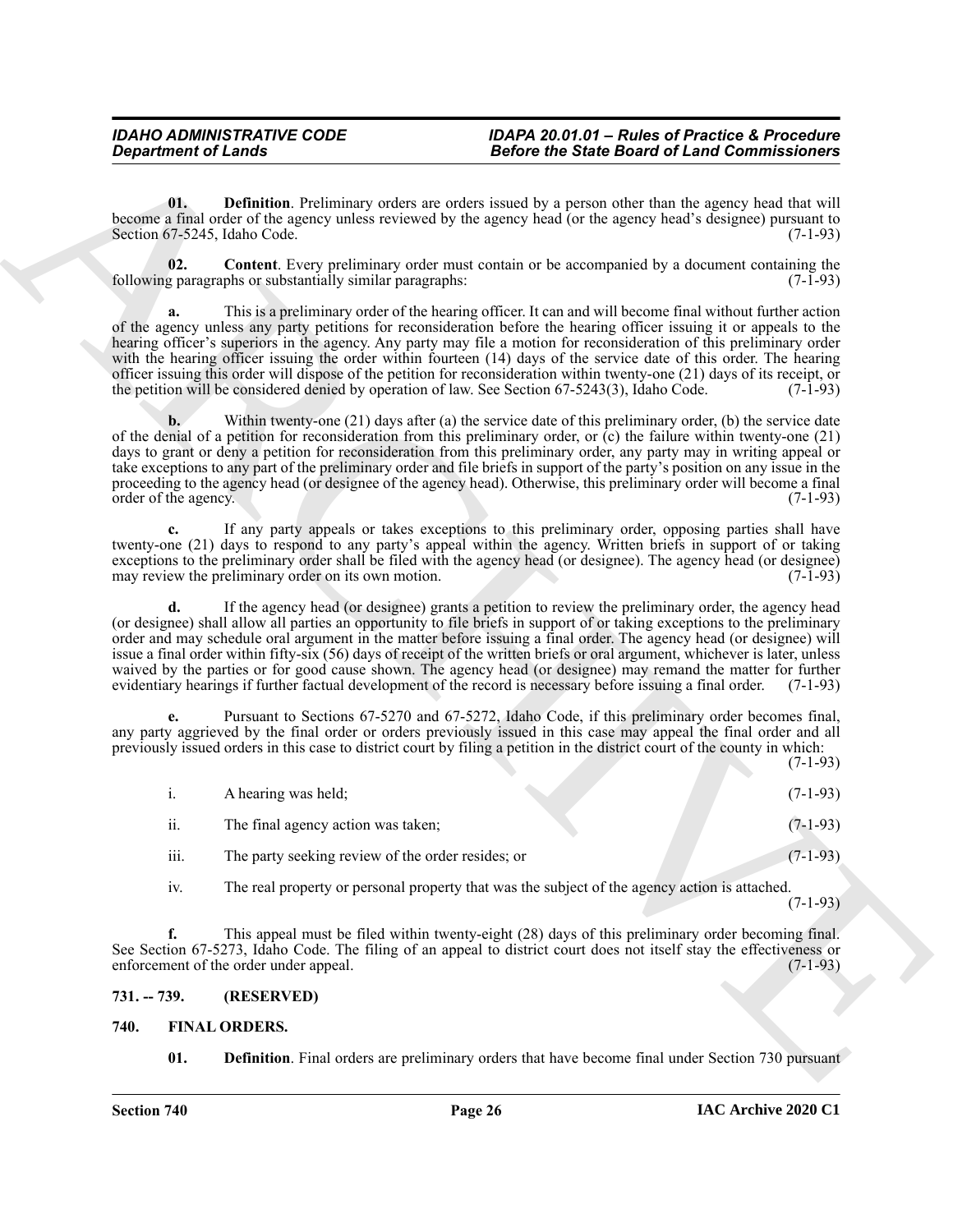**01. Definition**. Preliminary orders are orders issued by a person other than the agency head that will become a final order of the agency unless reviewed by the agency head (or the agency head's designee) pursuant to Section 67-5245, Idaho Code. (7-1-93)

**02. Content**. Every preliminary order must contain or be accompanied by a document containing the following paragraphs or substantially similar paragraphs: (7-1-93)

**a.** This is a preliminary order of the hearing officer. It can and will become final without further action of the agency unless any party petitions for reconsideration before the hearing officer issuing it or appeals to the hearing officer's superiors in the agency. Any party may file a motion for reconsideration of this preliminary order with the hearing officer issuing the order within fourteen (14) days of the service date of this order. The hearing officer issuing this order will dispose of the petition for reconsideration within twenty-one (21) days of its receipt, or the petition will be considered denied by operation of law. See Section 67-5243(3), Idaho Code. (7-1-93)

**b.** Within twenty-one (21) days after (a) the service date of this preliminary order, (b) the service date of the denial of a petition for reconsideration from this preliminary order, or (c) the failure within twenty-one (21) days to grant or deny a petition for reconsideration from this preliminary order, any party may in writing appeal or take exceptions to any part of the preliminary order and file briefs in support of the party's position on any issue in the proceeding to the agency head (or designee of the agency head). Otherwise, this preliminary order will become a final order of the agency. (7-1-93)

**c.** If any party appeals or takes exceptions to this preliminary order, opposing parties shall have twenty-one (21) days to respond to any party's appeal within the agency. Written briefs in support of or taking exceptions to the preliminary order shall be filed with the agency head (or designee). The agency head (or designee) may review the preliminary order on its own motion. (7-1-93)

**d.** If the agency head (or designee) grants a petition to review the preliminary order, the agency head (or designee) shall allow all parties an opportunity to file briefs in support of or taking exceptions to the preliminary order and may schedule oral argument in the matter before issuing a final order. The agency head (or designee) will issue a final order within fifty-six (56) days of receipt of the written briefs or oral argument, whichever is later, unless waived by the parties or for good cause shown. The agency head (or designee) may remand the matter for further evidentiary hearings if further factual development of the record is necessary before issuing a final order. (7-1-93)

**e.** Pursuant to Sections 67-5270 and 67-5272, Idaho Code, if this preliminary order becomes final, any party aggrieved by the final order or orders previously issued in this case may appeal the final order and all previously issued orders in this case to district court by filing a petition in the district court of the county in which: (7-1-93)

i. A hearing was held; (7-1-93)

ii. The final agency action was taken; (7-1-93)

iii. The party seeking review of the order resides; or (7-1-93)

iv. The real property or personal property that was the subject of the agency action is attached. (7-1-93)

**f.** This appeal must be filed within twenty-eight (28) days of this preliminary order becoming final. See Section 67-5273, Idaho Code. The filing of an appeal to district court does not itself stay the effectiveness or enforcement of the order under appeal. (7-1-93)

## 731. -- 739. (RESERVED)

## 740. FINAL ORDERS.

**01. Definition**. Final orders are preliminary orders that have become final under Section 730 pursuant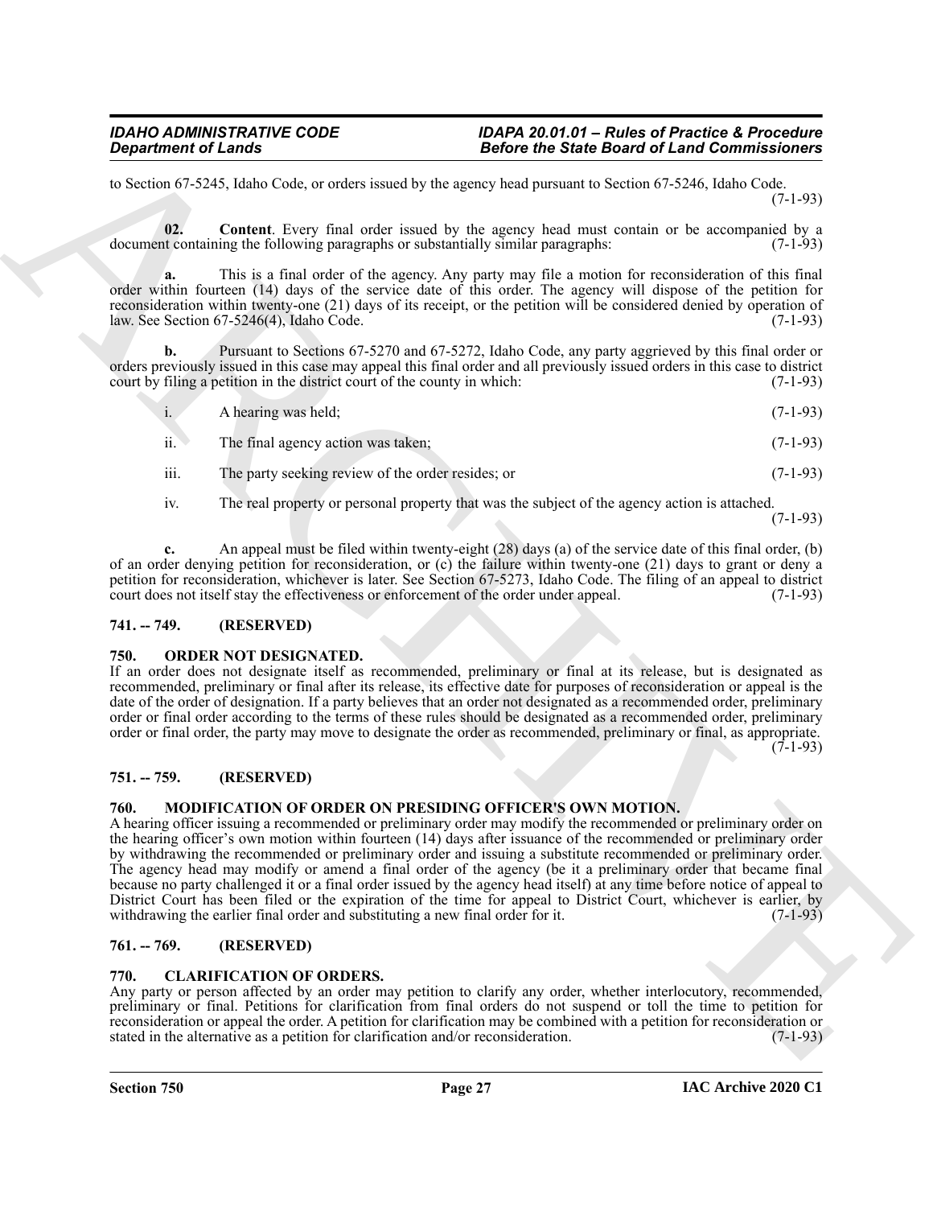to Section 67-5245, Idaho Code, or orders issued by the agency head pursuant to Section 67-5246, Idaho Code. (7-1-93)

**02. Content**. Every final order issued by the agency head must contain or be accompanied by a document containing the following paragraphs or substantially similar paragraphs: (7-1-93)

**a.** This is a final order of the agency. Any party may file a motion for reconsideration of this final order within fourteen (14) days of the service date of this order. The agency will dispose of the petition for reconsideration within twenty-one (21) days of its receipt, or the petition will be considered denied by operation of law. See Section 67-5246(4), Idaho Code. (7-1-93)

**b.** Pursuant to Sections 67-5270 and 67-5272, Idaho Code, any party aggrieved by this final order or orders previously issued in this case may appeal this final order and all previously issued orders in this case to district court by filing a petition in the district court of the county in which: (7-1-93)

i. A hearing was held; (7-1-93)

ii. The final agency action was taken; (7-1-93)

iii. The party seeking review of the order resides; or (7-1-93)

iv. The real property or personal property that was the subject of the agency action is attached. (7-1-93)

**c.** An appeal must be filed within twenty-eight (28) days (a) of the service date of this final order, (b) of an order denying petition for reconsideration, or (c) the failure within twenty-one (21) days to grant or deny a petition for reconsideration, whichever is later. See Section 67-5273, Idaho Code. The filing of an appeal to district court does not itself stay the effectiveness or enforcement of the order under appeal. (7-1-93)

## 741. -- 749. (RESERVED)

## 750. ORDER NOT DESIGNATED.

If an order does not designate itself as recommended, preliminary or final at its release, but is designated as recommended, preliminary or final after its release, its effective date for purposes of reconsideration or appeal is the date of the order of designation. If a party believes that an order not designated as a recommended order, preliminary order or final order according to the terms of these rules should be designated as a recommended order, preliminary order or final order, the party may move to designate the order as recommended, preliminary or final, as appropriate. (7-1-93)

## 751. -- 759. (RESERVED)

## 760. MODIFICATION OF ORDER ON PRESIDING OFFICER'S OWN MOTION.

A hearing officer issuing a recommended or preliminary order may modify the recommended or preliminary order on the hearing officer's own motion within fourteen (14) days after issuance of the recommended or preliminary order by withdrawing the recommended or preliminary order and issuing a substitute recommended or preliminary order. The agency head may modify or amend a final order of the agency (be it a preliminary order that became final because no party challenged it or a final order issued by the agency head itself) at any time before notice of appeal to District Court has been filed or the expiration of the time for appeal to District Court, whichever is earlier, by withdrawing the earlier final order and substituting a new final order for it. (7-1-93)

## 761. -- 769. (RESERVED)

## 770. CLARIFICATION OF ORDERS.

Any party or person affected by an order may petition to clarify any order, whether interlocutory, recommended, preliminary or final. Petitions for clarification from final orders do not suspend or toll the time to petition for reconsideration or appeal the order. A petition for clarification may be combined with a petition for reconsideration or stated in the alternative as a petition for clarification and/or reconsideration. (7-1-93)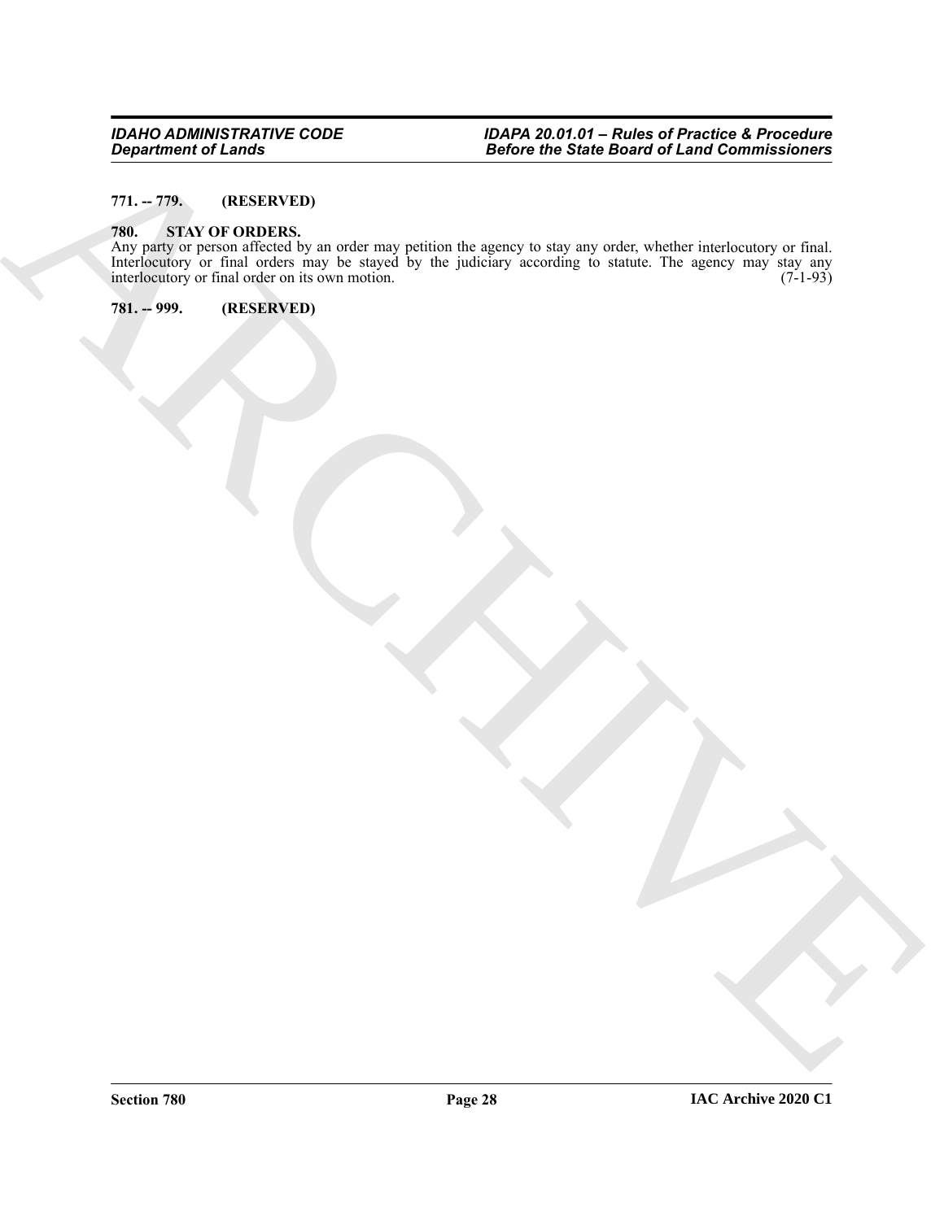**771. -- 779. (RESERVED)**

**780. STAY OF ORDERS.**

Any party or person affected by an order may petition the agency to stay any order, whether interlocutory or final. Interlocutory or final orders may be stayed by the judiciary according to statute. The agency may stay any interlocutory or final order on its own motion. (7-1-93)

**781. -- 999. (RESERVED)**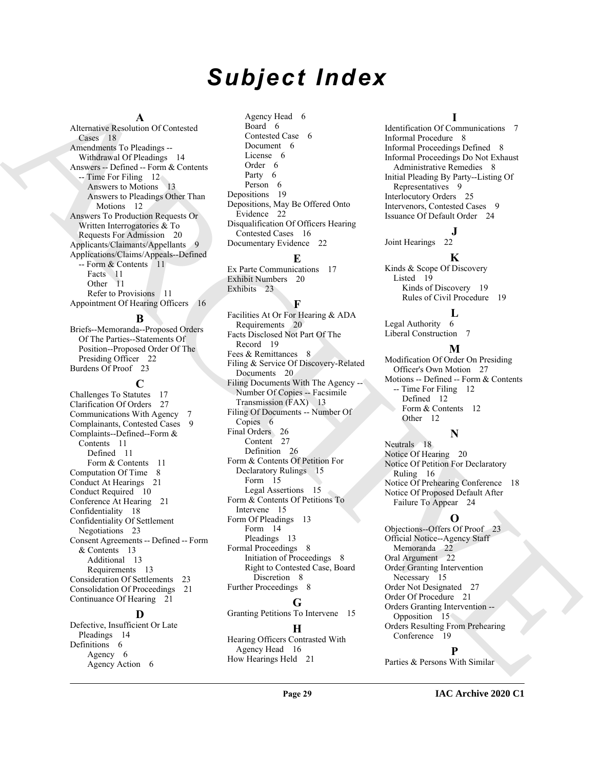# Subject Index

## A

Alternative Resolution Of Contested Cases 18
Amendments To Pleadings -- Withdrawal Of Pleadings 14
Answers -- Defined -- Form & Contents -- Time For Filing 12
- Answers to Motions 13
- Answers to Pleadings Other Than Motions 12

Answers To Production Requests Or Written Interrogatories & To Requests For Admission 20
Applicants/Claimants/Appellants 9
Applications/Claims/Appeals--Defined -- Form & Contents 11
- Facts 11
- Other 11
- Refer to Provisions 11

Appointment Of Hearing Officers 16

## B

Briefs--Memoranda--Proposed Orders Of The Parties--Statements Of Position--Proposed Order Of The Presiding Officer 22
Burdens Of Proof 23

## C

Challenges To Statutes 17
Clarification Of Orders 27
Communications With Agency 7
Complainants, Contested Cases 9
Complaints--Defined--Form & Contents 11
- Defined 11
- Form & Contents 11

Computation Of Time 8
Conduct At Hearings 21
Conduct Required 10
Conference At Hearing 21
Confidentiality 18
Confidentiality Of Settlement Negotiations 23
Consent Agreements -- Defined -- Form & Contents 13
- Additional 13
- Requirements 13

Consideration Of Settlements 23
Consolidation Of Proceedings 21
Continuance Of Hearing 21

## D

Defective, Insufficient Or Late Pleadings 14
Definitions 6
- Agency 6
- Agency Action 6
- Agency Head 6
- Board 6
- Contested Case 6
- Document 6
- License 6
- Order 6
- Party 6
- Person 6

Depositions 19
Depositions, May Be Offered Onto Evidence 22
Disqualification Of Officers Hearing Contested Cases 16
Documentary Evidence 22

## E

Ex Parte Communications 17
Exhibit Numbers 20
Exhibits 23

## F

Facilities At Or For Hearing & ADA Requirements 20
Facts Disclosed Not Part Of The Record 19
Fees & Remittances 8
Filing & Service Of Discovery-Related Documents 20
Filing Documents With The Agency -- Number Of Copies -- Facsimile Transmission (FAX) 13
Filing Of Documents -- Number Of Copies 6
Final Orders 26
- Content 27
- Definition 26

Form & Contents Of Petition For Declaratory Rulings 15
- Form 15
- Legal Assertions 15

Form & Contents Of Petitions To Intervene 15
Form Of Pleadings 13
- Form 14
- Pleadings 13

Formal Proceedings 8
- Initiation of Proceedings 8
- Right to Contested Case, Board Discretion 8

Further Proceedings 8

## G

Granting Petitions To Intervene 15

## H

Hearing Officers Contrasted With Agency Head 16
How Hearings Held 21

## I

Identification Of Communications 7
Informal Procedure 8
Informal Proceedings Defined 8
Informal Proceedings Do Not Exhaust Administrative Remedies 8
Initial Pleading By Party--Listing Of Representatives 9
Interlocutory Orders 25
Intervenors, Contested Cases 9
Issuance Of Default Order 24

## J

Joint Hearings 22

## K

Kinds & Scope Of Discovery Listed 19
- Kinds of Discovery 19
- Rules of Civil Procedure 19

## L

Legal Authority 6
Liberal Construction 7

## M

Modification Of Order On Presiding Officer's Own Motion 27
Motions -- Defined -- Form & Contents -- Time For Filing 12
- Defined 12
- Form & Contents 12
- Other 12

## N

Neutrals 18
Notice Of Hearing 20
Notice Of Petition For Declaratory Ruling 16
Notice Of Prehearing Conference 18
Notice Of Proposed Default After Failure To Appear 24

## O

Objections--Offers Of Proof 23
Official Notice--Agency Staff Memoranda 22
Oral Argument 22
Order Granting Intervention Necessary 15
Order Not Designated 27
Order Of Procedure 21
Orders Granting Intervention -- Opposition 15
Orders Resulting From Prehearing Conference 19

## P

Parties & Persons With Similar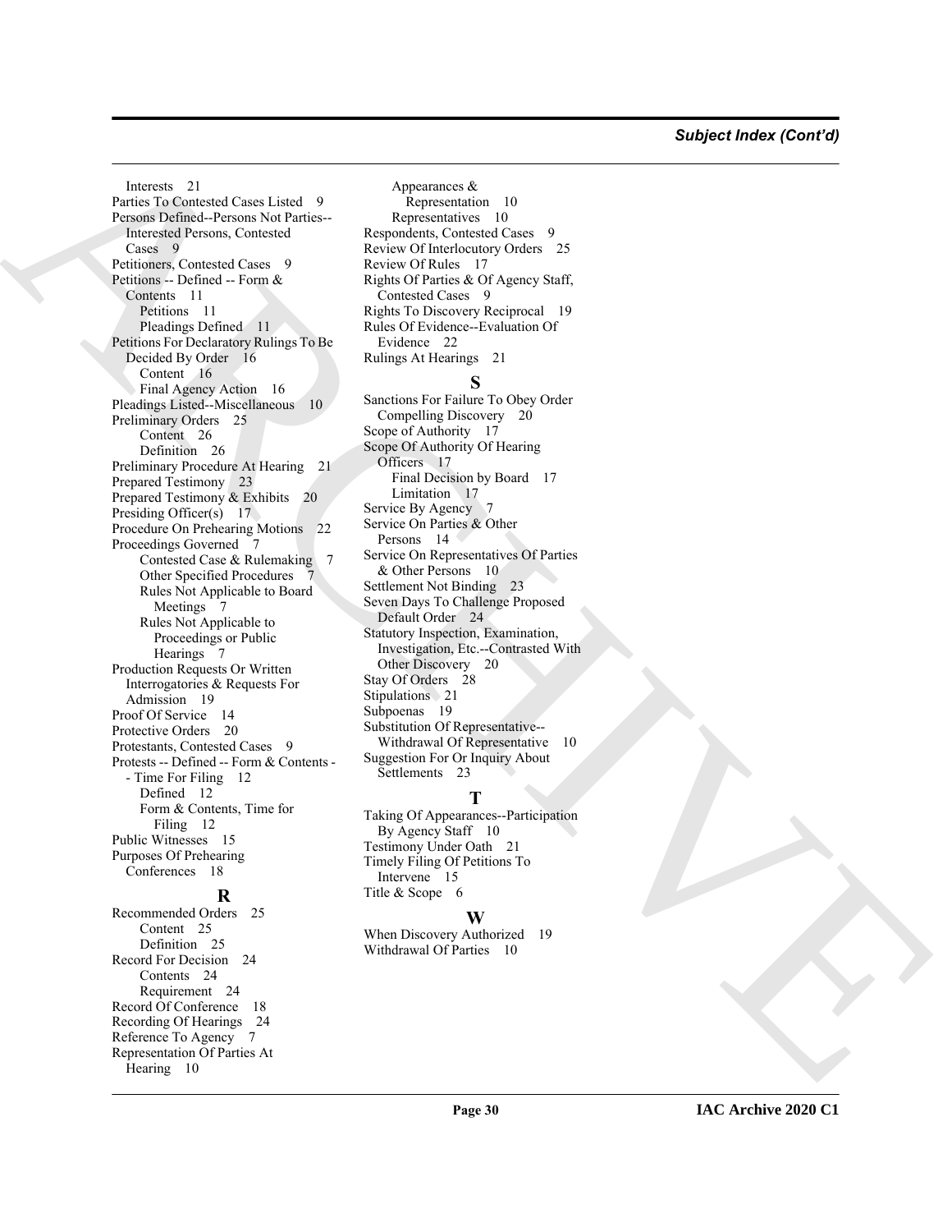Interests 21
Parties To Contested Cases Listed 9
Persons Defined--Persons Not Parties--Interested Persons, Contested Cases 9
Petitioners, Contested Cases 9
Petitions -- Defined -- Form & Contents 11
  Petitions 11
  Pleadings Defined 11
Petitions For Declaratory Rulings To Be Decided By Order 16
  Content 16
  Final Agency Action 16
Pleadings Listed--Miscellaneous 10
Preliminary Orders 25
  Content 26
  Definition 26
Preliminary Procedure At Hearing 21
Prepared Testimony 23
Prepared Testimony & Exhibits 20
Presiding Officer(s) 17
Procedure On Prehearing Motions 22
Proceedings Governed 7
  Contested Case & Rulemaking 7
  Other Specified Procedures 7
  Rules Not Applicable to Board Meetings 7
  Rules Not Applicable to Proceedings or Public Hearings 7
Production Requests Or Written Interrogatories & Requests For Admission 19
Proof Of Service 14
Protective Orders 20
Protestants, Contested Cases 9
Protests -- Defined -- Form & Contents -- Time For Filing 12
  Defined 12
  Form & Contents, Time for Filing 12
Public Witnesses 15
Purposes Of Prehearing Conferences 18

## R

Recommended Orders 25
  Content 25
  Definition 25
Record For Decision 24
  Contents 24
  Requirement 24
Record Of Conference 18
Recording Of Hearings 24
Reference To Agency 7
Representation Of Parties At Hearing 10
  Appearances & Representation 10
  Representatives 10
Respondents, Contested Cases 9
Review Of Interlocutory Orders 25
Review Of Rules 17
Rights Of Parties & Of Agency Staff, Contested Cases 9
Rights To Discovery Reciprocal 19
Rules Of Evidence--Evaluation Of Evidence 22
Rulings At Hearings 21

## S

Sanctions For Failure To Obey Order Compelling Discovery 20
Scope of Authority 17
Scope Of Authority Of Hearing Officers 17
  Final Decision by Board 17
  Limitation 17
Service By Agency 7
Service On Parties & Other Persons 14
Service On Representatives Of Parties & Other Persons 10
Settlement Not Binding 23
Seven Days To Challenge Proposed Default Order 24
Statutory Inspection, Examination, Investigation, Etc.--Contrasted With Other Discovery 20
Stay Of Orders 28
Stipulations 21
Subpoenas 19
Substitution Of Representative--Withdrawal Of Representative 10
Suggestion For Or Inquiry About Settlements 23

## T

Taking Of Appearances--Participation By Agency Staff 10
Testimony Under Oath 21
Timely Filing Of Petitions To Intervene 15
Title & Scope 6

## W

When Discovery Authorized 19
Withdrawal Of Parties 10